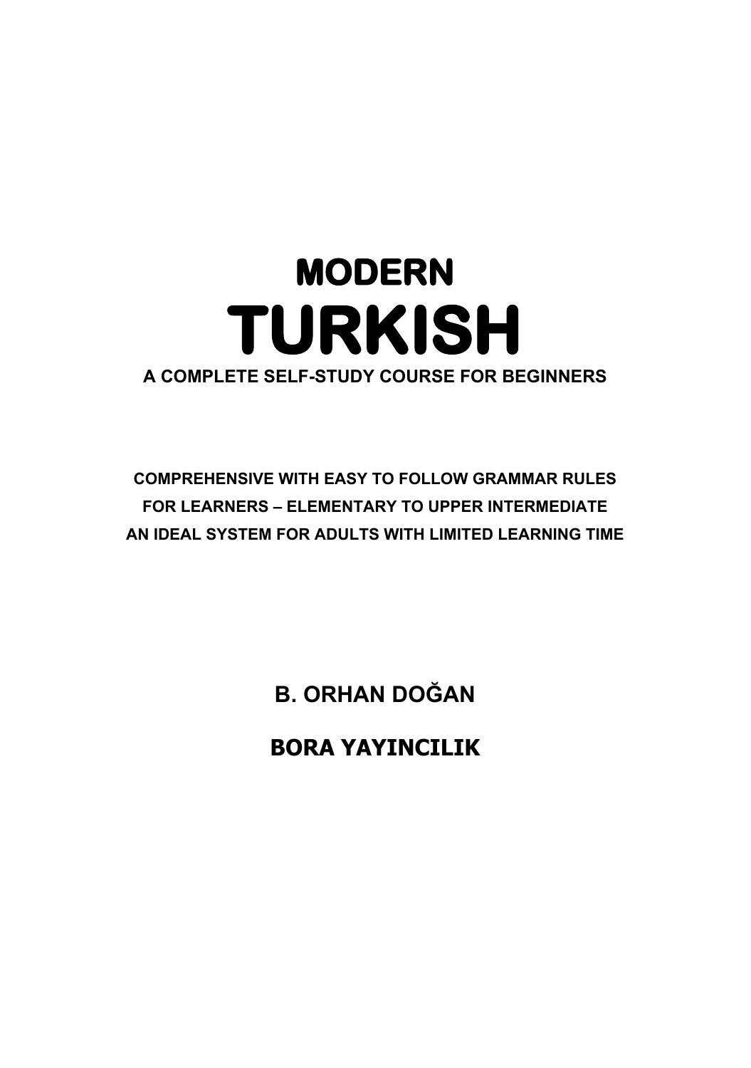# MODERN

# TURKISH

**A COMPLETE SELF-STUDY COURSE FOR BEGINNERS**

**COMPREHENSIVE WITH EASY TO FOLLOW GRAMMAR RULES**
**FOR LEARNERS – ELEMENTARY TO UPPER INTERMEDIATE**
**AN IDEAL SYSTEM FOR ADULTS WITH LIMITED LEARNING TIME**

**B. ORHAN DOĞAN**

**BORA YAYINCILIK**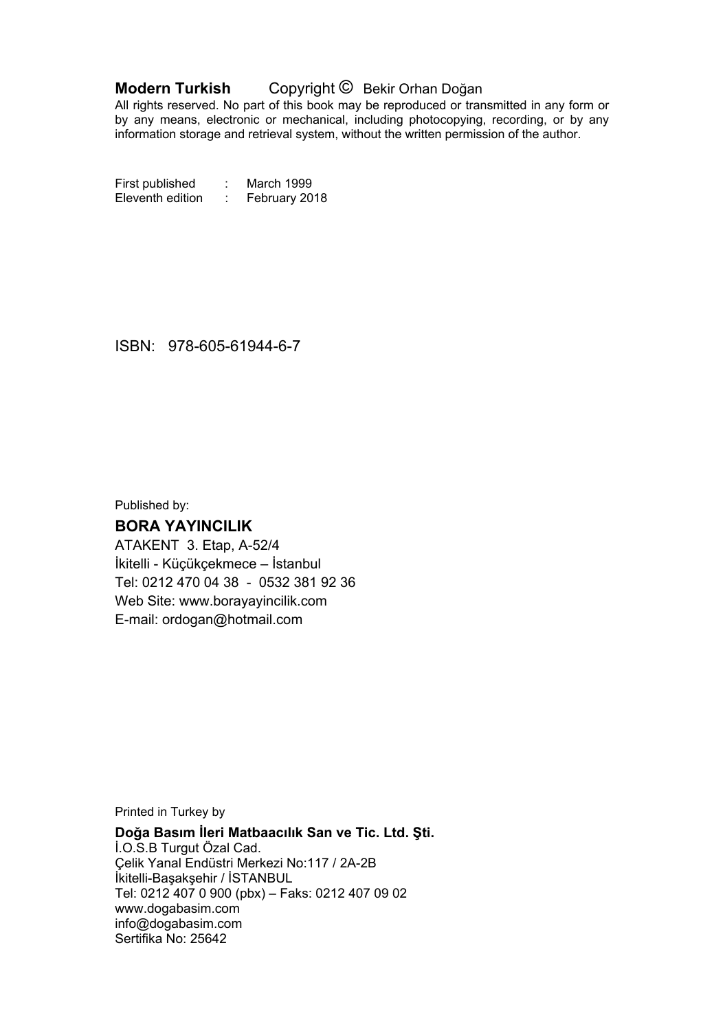**Modern Turkish** Copyright © Bekir Orhan Doğan

All rights reserved. No part of this book may be reproduced or transmitted in any form or by any means, electronic or mechanical, including photocopying, recording, or by any information storage and retrieval system, without the written permission of the author.

First published : March 1999
Eleventh edition : February 2018

ISBN: 978-605-61944-6-7

Published by:

**BORA YAYINCILIK**
ATAKENT 3. Etap, A-52/4
İkitelli - Küçükçekmece – İstanbul
Tel: 0212 470 04 38 - 0532 381 92 36
Web Site: www.borayayincilik.com
E-mail: ordogan@hotmail.com

Printed in Turkey by

**Doğa Basım İleri Matbaacılık San ve Tic. Ltd. Şti.**
İ.O.S.B Turgut Özal Cad.
Çelik Yanal Endüstri Merkezi No:117 / 2A-2B
İkitelli-Başakşehir / İSTANBUL
Tel: 0212 407 0 900 (pbx) – Faks: 0212 407 09 02
www.dogabasim.com
info@dogabasim.com
Sertifika No: 25642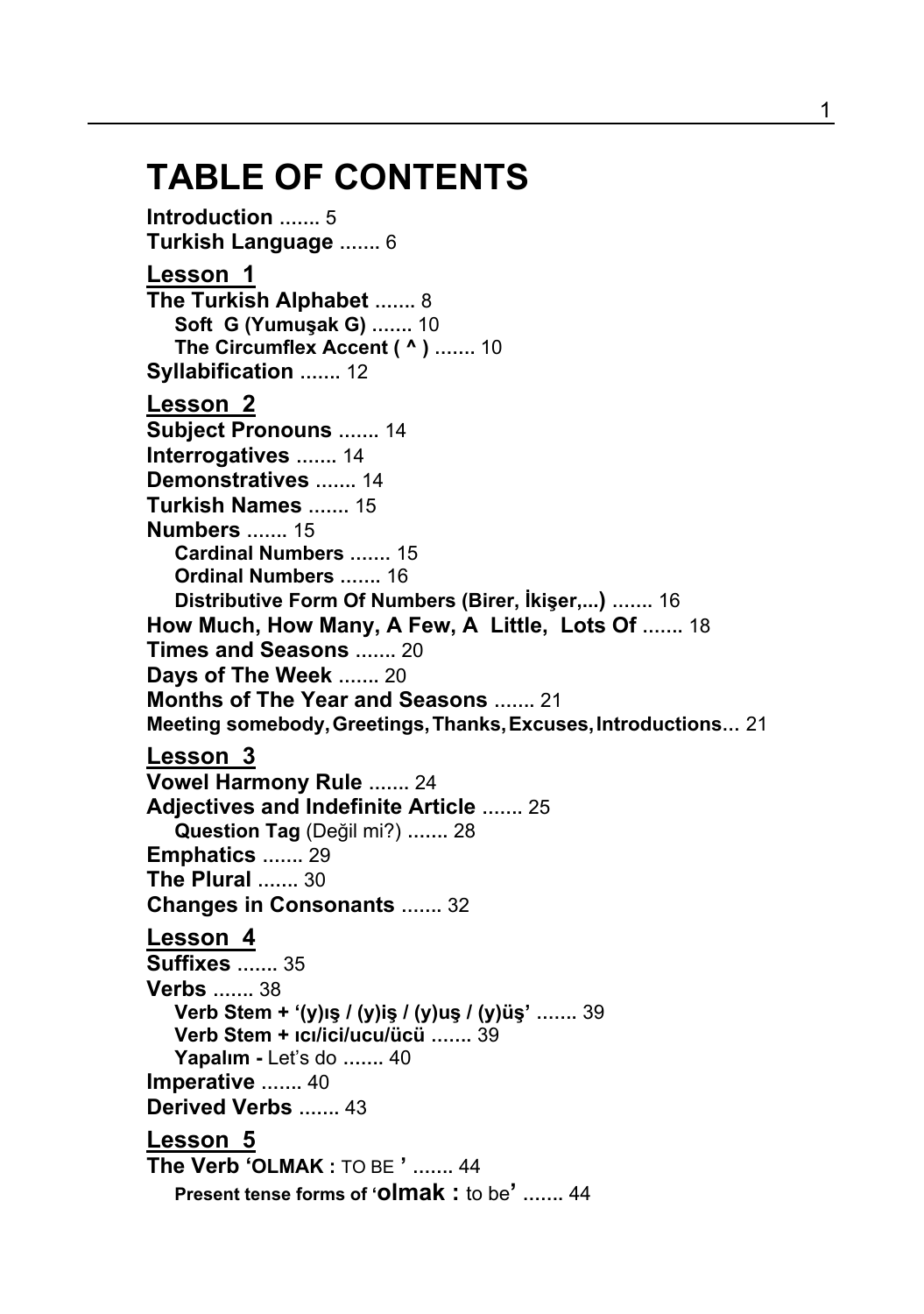# TABLE OF CONTENTS

**Introduction** ....... 5
**Turkish Language** ....... 6

**Lesson 1**

**The Turkish Alphabet** ....... 8
- **Soft G (Yumuşak G)** ....... 10
- **The Circumflex Accent ( ^ )** ....... 10

**Syllabification** ....... 12

**Lesson 2**

**Subject Pronouns** ....... 14
**Interrogatives** ....... 14
**Demonstratives** ....... 14
**Turkish Names** ....... 15
**Numbers** ....... 15
- **Cardinal Numbers** ....... 15
- **Ordinal Numbers** ....... 16
- **Distributive Form Of Numbers (Birer, İkişer,...)** ....... 16

**How Much, How Many, A Few, A Little, Lots Of** ....... 18
**Times and Seasons** ....... 20
**Days of The Week** ....... 20
**Months of The Year and Seasons** ....... 21
**Meeting somebody, Greetings, Thanks, Excuses, Introductions**... 21

**Lesson 3**

**Vowel Harmony Rule** ....... 24
**Adjectives and Indefinite Article** ....... 25
- **Question Tag** (Değil mi?) ....... 28

**Emphatics** ....... 29
**The Plural** ....... 30
**Changes in Consonants** ....... 32

**Lesson 4**

**Suffixes** ....... 35
**Verbs** ....... 38
- **Verb Stem + '(y)ış / (y)iş / (y)uş / (y)üş'** ....... 39
- **Verb Stem + ıcı/ici/ucu/ücü** ....... 39
- **Yapalım -** Let's do ....... 40

**Imperative** ....... 40
**Derived Verbs** ....... 43

**Lesson 5**

**The Verb 'OLMAK :** TO BE **'** ....... 44
- **Present tense forms of 'olmak :** to be**'** ....... 44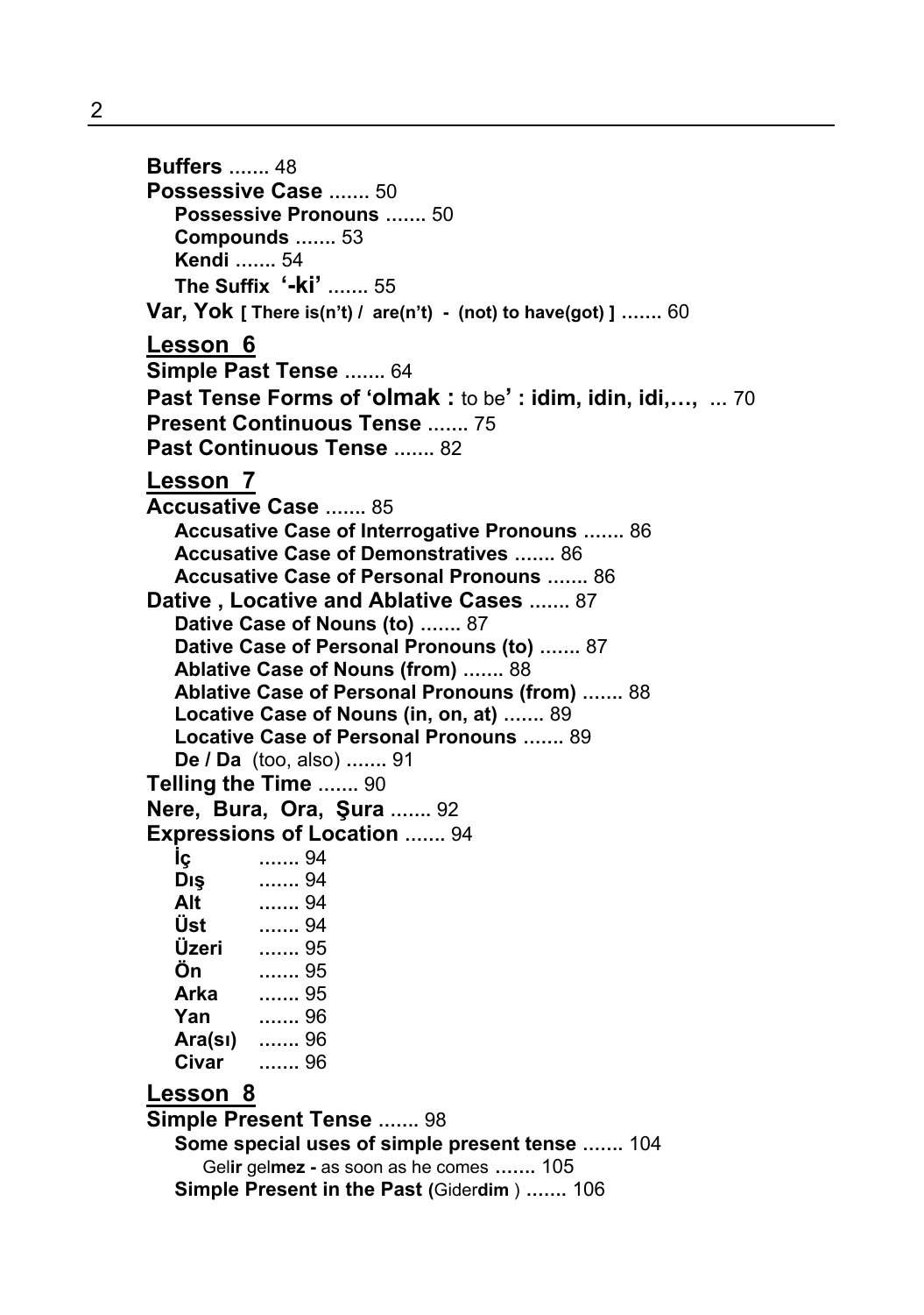**Buffers** ....... 48
**Possessive Case** ....... 50
   **Possessive Pronouns** ....... 50
   **Compounds** ....... 53
   **Kendi** ....... 54
   **The Suffix '-ki'** ....... 55
**Var, Yok [ There is(n't) / are(n't) - (not) to have(got) ]** ....... 60

## Lesson 6

**Simple Past Tense** ....... 64
**Past Tense Forms of 'olmak :** to be**' : idim, idin, idi,…,** ... 70
**Present Continuous Tense** ....... 75
**Past Continuous Tense** ....... 82

## Lesson 7

**Accusative Case** ....... 85
   **Accusative Case of Interrogative Pronouns** ....... 86
   **Accusative Case of Demonstratives** ....... 86
   **Accusative Case of Personal Pronouns** ....... 86
**Dative , Locative and Ablative Cases** ....... 87
   **Dative Case of Nouns (to)** ....... 87
   **Dative Case of Personal Pronouns (to)** ....... 87
   **Ablative Case of Nouns (from)** ....... 88
   **Ablative Case of Personal Pronouns (from)** ....... 88
   **Locative Case of Nouns (in, on, at)** ....... 89
   **Locative Case of Personal Pronouns** ....... 89
   **De / Da** (too, also) ....... 91
**Telling the Time** ....... 90
**Nere, Bura, Ora, Şura** ....... 92
**Expressions of Location** ....... 94
   **İç** ....... 94
   **Dış** ....... 94
   **Alt** ....... 94
   **Üst** ....... 94
   **Üzeri** ....... 95
   **Ön** ....... 95
   **Arka** ....... 95
   **Yan** ....... 96
   **Ara(sı)** ....... 96
   **Civar** ....... 96

## Lesson 8

**Simple Present Tense** ....... 98
   **Some special uses of simple present tense** ....... 104
      Gel**ir** gel**mez -** as soon as he comes ....... 105
   **Simple Present in the Past (**Gider**dim** ) ....... 106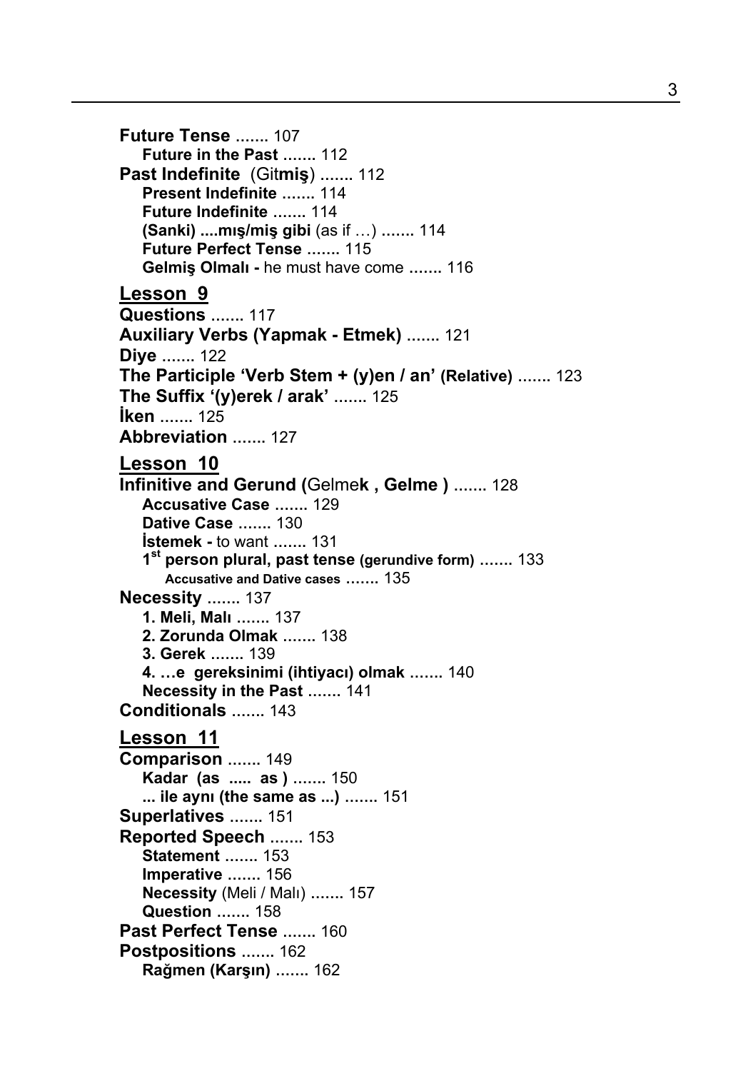**Future Tense** ....... 107
  **Future in the Past** ....... 112
**Past Indefinite** (Git**miş**) ....... 112
  **Present Indefinite** ....... 114
  **Future Indefinite** ....... 114
  **(Sanki) ....mış/miş gibi** (as if …) ....... 114
  **Future Perfect Tense** ....... 115
  **Gelmiş Olmalı -** he must have come ....... 116

## Lesson 9

**Questions** ....... 117
**Auxiliary Verbs (Yapmak - Etmek)** ....... 121
**Diye** ....... 122
**The Participle 'Verb Stem + (y)en / an' (Relative)** ....... 123
**The Suffix '(y)erek / arak'** ....... 125
**İken** ....... 125
**Abbreviation** ....... 127

## Lesson 10

**Infinitive and Gerund (**Gelme**k , Gelme )** ....... 128
  **Accusative Case** ....... 129
  **Dative Case** ....... 130
  **İstemek -** to want ....... 131
  **1st person plural, past tense (gerundive form)** ....... 133
    **Accusative and Dative cases** ....... 135
**Necessity** ....... 137
  **1. Meli, Malı** ....... 137
  **2. Zorunda Olmak** ....... 138
  **3. Gerek** ....... 139
  **4. …e gereksinimi (ihtiyacı) olmak** ....... 140
  **Necessity in the Past** ....... 141
**Conditionals** ....... 143

## Lesson 11

**Comparison** ....... 149
  **Kadar (as ..... as )** ....... 150
  **... ile aynı (the same as ...)** ....... 151
**Superlatives** ....... 151
**Reported Speech** ....... 153
  **Statement** ....... 153
  **Imperative** ....... 156
  **Necessity** (Meli / Malı) ....... 157
  **Question** ....... 158
**Past Perfect Tense** ....... 160
**Postpositions** ....... 162
  **Rağmen (Karşın)** ....... 162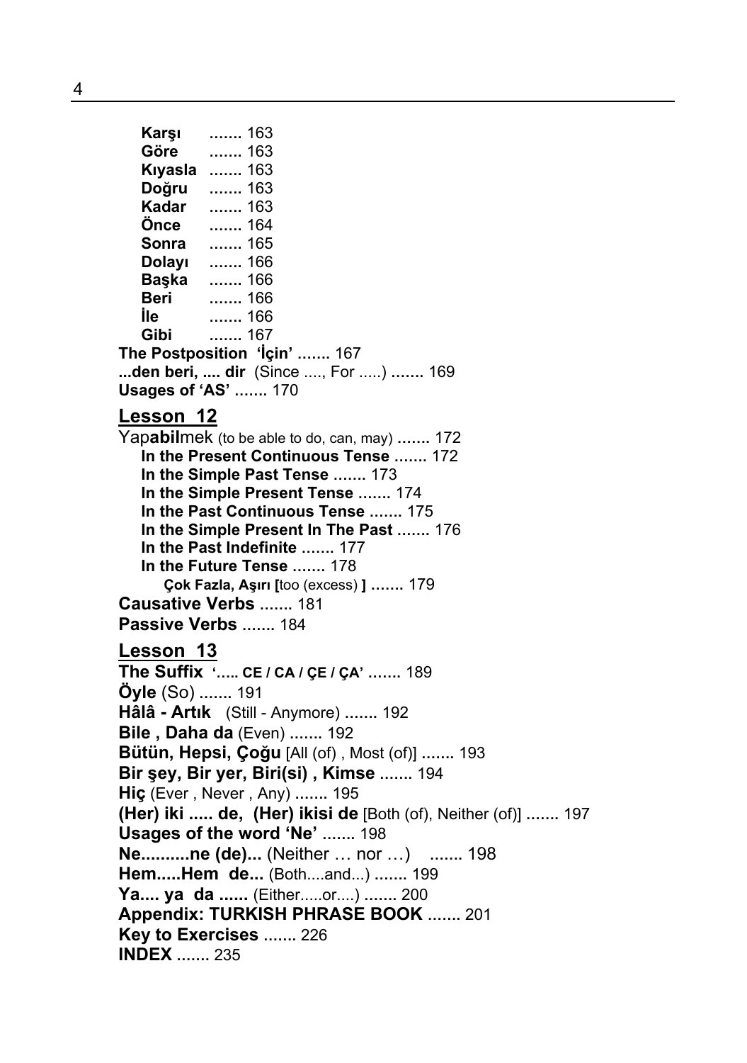**Karşı** ....... 163
**Göre** ....... 163
**Kıyasla** ....... 163
**Doğru** ....... 163
**Kadar** ....... 163
**Önce** ....... 164
**Sonra** ....... 165
**Dolayı** ....... 166
**Başka** ....... 166
**Beri** ....... 166
**İle** ....... 166
**Gibi** ....... 167

**The Postposition 'İçin'** ....... 167
**...den beri, .... dir** (Since ...., For .....) ....... 169
**Usages of 'AS'** ....... 170

## Lesson 12

Yap**abil**mek (to be able to do, can, may) ....... 172
**In the Present Continuous Tense** ....... 172
**In the Simple Past Tense** ....... 173
**In the Simple Present Tense** ....... 174
**In the Past Continuous Tense** ....... 175
**In the Simple Present In The Past** ....... 176
**In the Past Indefinite** ....... 177
**In the Future Tense** ....... 178
**Çok Fazla, Aşırı [**too (excess) **]** ....... 179

**Causative Verbs** ....... 181
**Passive Verbs** ....... 184

## Lesson 13

**The Suffix '..... CE / CA / ÇE / ÇA'** ....... 189
**Öyle** (So) ....... 191
**Hâlâ - Artık** (Still - Anymore) ....... 192
**Bile , Daha da** (Even) ....... 192
**Bütün, Hepsi, Çoğu** [All (of) , Most (of)] ....... 193
**Bir şey, Bir yer, Biri(si) , Kimse** ....... 194
**Hiç** (Ever , Never , Any) ....... 195
**(Her) iki ..... de, (Her) ikisi de** [Both (of), Neither (of)] ....... 197
**Usages of the word 'Ne'** ....... 198
**Ne..........ne (de)...** (Neither … nor …) ....... 198
**Hem.....Hem de...** (Both....and...) ....... 199
**Ya.... ya da ......** (Either.....or....) ....... 200
**Appendix: TURKISH PHRASE BOOK** ....... 201
**Key to Exercises** ....... 226
**INDEX** ....... 235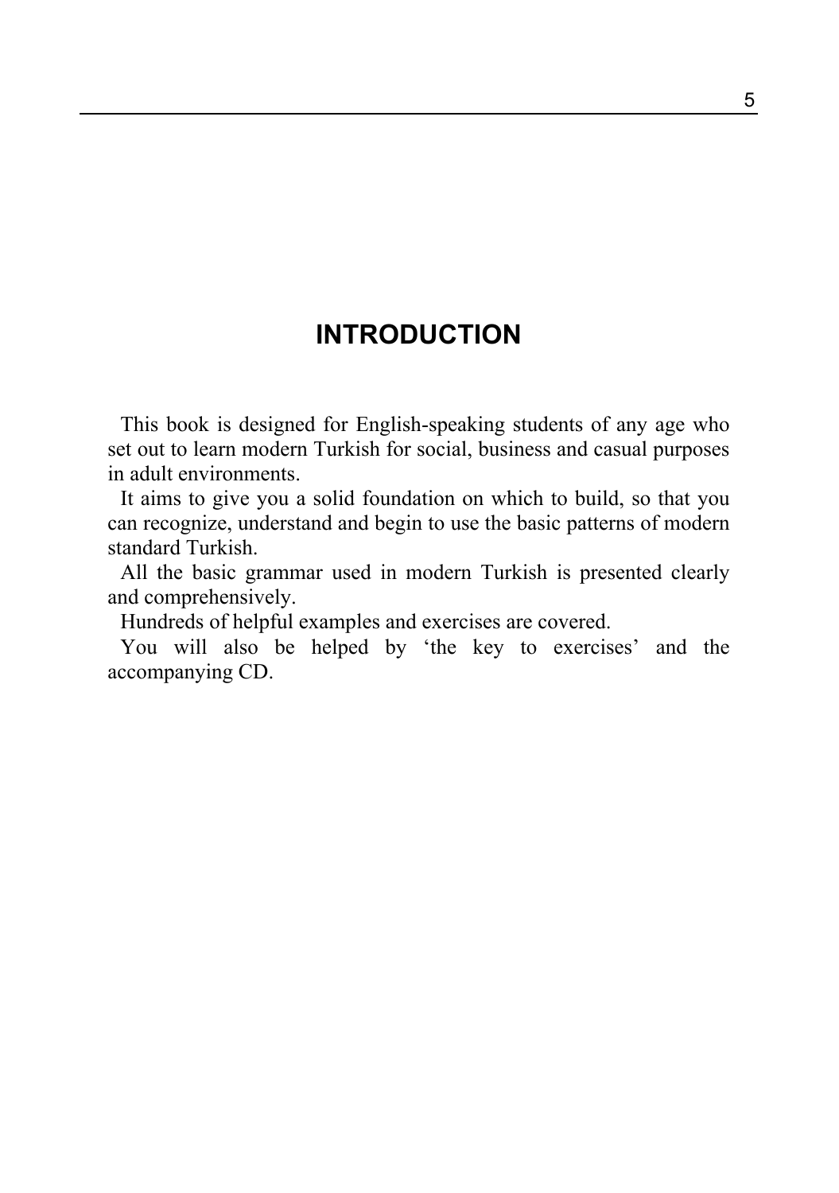# INTRODUCTION

This book is designed for English-speaking students of any age who set out to learn modern Turkish for social, business and casual purposes in adult environments.

It aims to give you a solid foundation on which to build, so that you can recognize, understand and begin to use the basic patterns of modern standard Turkish.

All the basic grammar used in modern Turkish is presented clearly and comprehensively.

Hundreds of helpful examples and exercises are covered.

You will also be helped by 'the key to exercises' and the accompanying CD.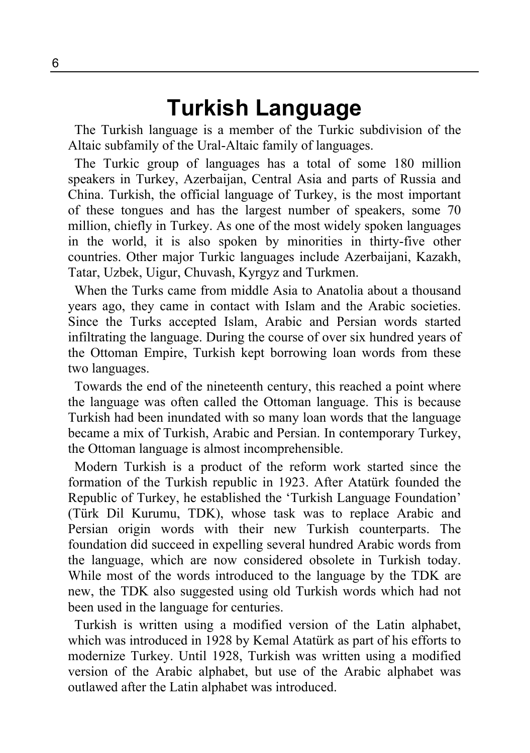# Turkish Language

The Turkish language is a member of the Turkic subdivision of the Altaic subfamily of the Ural-Altaic family of languages.

The Turkic group of languages has a total of some 180 million speakers in Turkey, Azerbaijan, Central Asia and parts of Russia and China. Turkish, the official language of Turkey, is the most important of these tongues and has the largest number of speakers, some 70 million, chiefly in Turkey. As one of the most widely spoken languages in the world, it is also spoken by minorities in thirty-five other countries. Other major Turkic languages include Azerbaijani, Kazakh, Tatar, Uzbek, Uigur, Chuvash, Kyrgyz and Turkmen.

When the Turks came from middle Asia to Anatolia about a thousand years ago, they came in contact with Islam and the Arabic societies. Since the Turks accepted Islam, Arabic and Persian words started infiltrating the language. During the course of over six hundred years of the Ottoman Empire, Turkish kept borrowing loan words from these two languages.

Towards the end of the nineteenth century, this reached a point where the language was often called the Ottoman language. This is because Turkish had been inundated with so many loan words that the language became a mix of Turkish, Arabic and Persian. In contemporary Turkey, the Ottoman language is almost incomprehensible.

Modern Turkish is a product of the reform work started since the formation of the Turkish republic in 1923. After Atatürk founded the Republic of Turkey, he established the 'Turkish Language Foundation' (Türk Dil Kurumu, TDK), whose task was to replace Arabic and Persian origin words with their new Turkish counterparts. The foundation did succeed in expelling several hundred Arabic words from the language, which are now considered obsolete in Turkish today. While most of the words introduced to the language by the TDK are new, the TDK also suggested using old Turkish words which had not been used in the language for centuries.

Turkish is written using a modified version of the Latin alphabet, which was introduced in 1928 by Kemal Atatürk as part of his efforts to modernize Turkey. Until 1928, Turkish was written using a modified version of the Arabic alphabet, but use of the Arabic alphabet was outlawed after the Latin alphabet was introduced.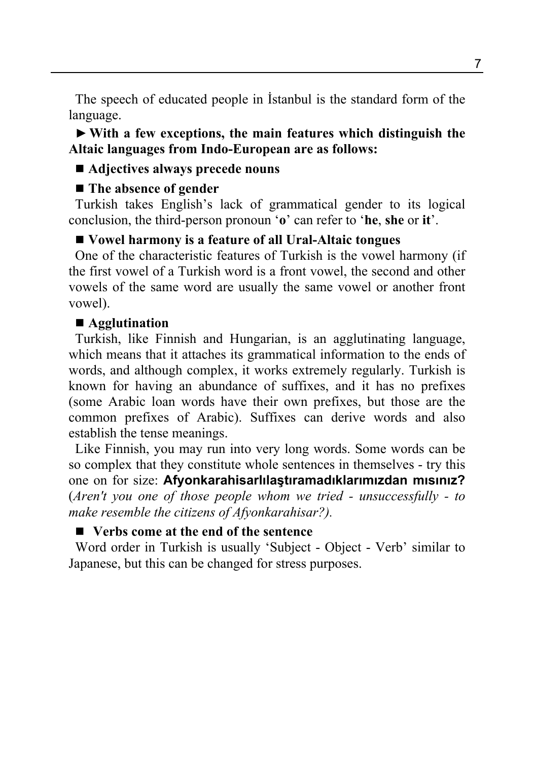The speech of educated people in İstanbul is the standard form of the language.

► **With a few exceptions, the main features which distinguish the Altaic languages from Indo-European are as follows:**

■ **Adjectives always precede nouns**

■ **The absence of gender**

Turkish takes English's lack of grammatical gender to its logical conclusion, the third-person pronoun '**o**' can refer to '**he**, **she** or **it**'.

■ **Vowel harmony is a feature of all Ural-Altaic tongues**

One of the characteristic features of Turkish is the vowel harmony (if the first vowel of a Turkish word is a front vowel, the second and other vowels of the same word are usually the same vowel or another front vowel).

■ **Agglutination**

Turkish, like Finnish and Hungarian, is an agglutinating language, which means that it attaches its grammatical information to the ends of words, and although complex, it works extremely regularly. Turkish is known for having an abundance of suffixes, and it has no prefixes (some Arabic loan words have their own prefixes, but those are the common prefixes of Arabic). Suffixes can derive words and also establish the tense meanings.

Like Finnish, you may run into very long words. Some words can be so complex that they constitute whole sentences in themselves - try this one on for size: **Afyonkarahisarlılaştıramadıklarımızdan mısınız?** (*Aren't you one of those people whom we tried - unsuccessfully - to make resemble the citizens of Afyonkarahisar?).*

■ **Verbs come at the end of the sentence**

Word order in Turkish is usually 'Subject - Object - Verb' similar to Japanese, but this can be changed for stress purposes.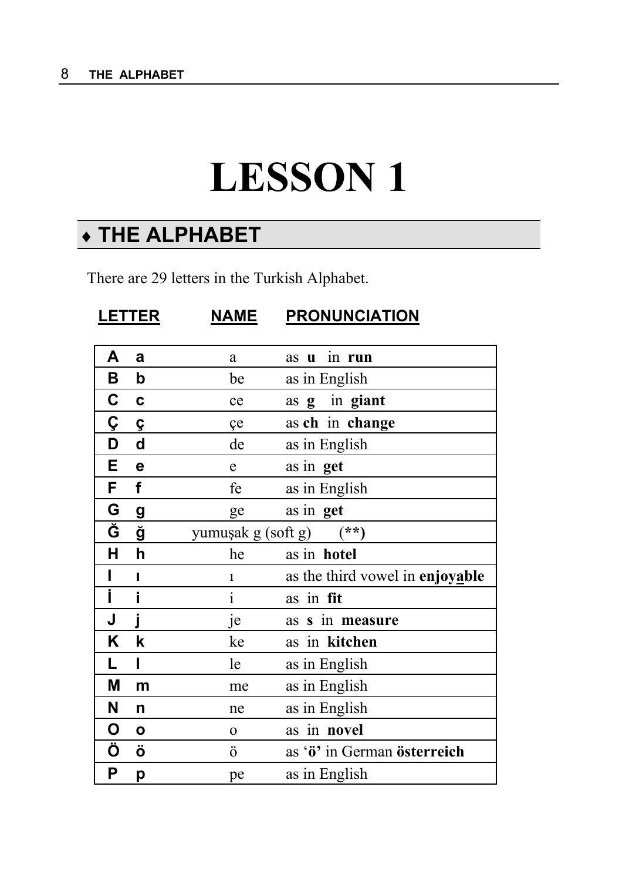# LESSON 1

## ♦ THE ALPHABET

There are 29 letters in the Turkish Alphabet.

| LETTER | NAME | PRONUNCIATION |
|---|---|---|
| **A a** | a | as **u** in **run** |
| **B b** | be | as in English |
| **C c** | ce | as **g** in **giant** |
| **Ç ç** | çe | as **ch** in **change** |
| **D d** | de | as in English |
| **E e** | e | as in **get** |
| **F f** | fe | as in English |
| **G g** | ge | as in **get** |
| **Ğ ğ** | yumuşak g (soft g) | **(**)** |
| **H h** | he | as in **hotel** |
| **I ı** | ı | as the third vowel in **enjoyable** |
| **İ i** | i | as in **fit** |
| **J j** | je | as **s** in **measure** |
| **K k** | ke | as in **kitchen** |
| **L l** | le | as in English |
| **M m** | me | as in English |
| **N n** | ne | as in English |
| **O o** | o | as in **novel** |
| **Ö ö** | ö | as '**ö**' in German **österreich** |
| **P p** | pe | as in English |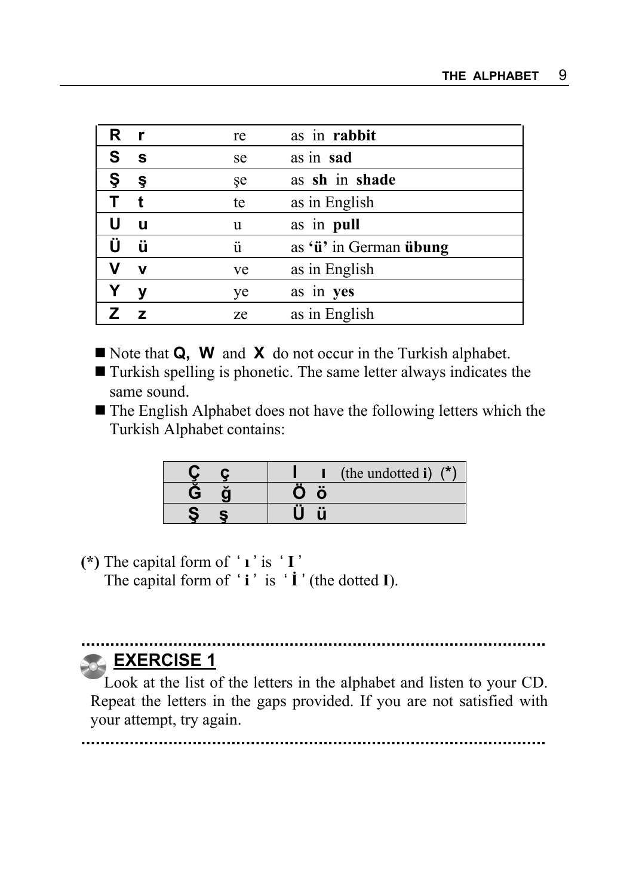| | | |
|---|---|---|
| **R r** | re | as in **rabbit** |
| **S s** | se | as in **sad** |
| **Ş ş** | şe | as **sh** in **shade** |
| **T t** | te | as in English |
| **U u** | u | as in **pull** |
| **Ü ü** | ü | as **'ü'** in German **übung** |
| **V v** | ve | as in English |
| **Y y** | ye | as in **yes** |
| **Z z** | ze | as in English |

- Note that **Q, W** and **X** do not occur in the Turkish alphabet.
- Turkish spelling is phonetic. The same letter always indicates the same sound.
- The English Alphabet does not have the following letters which the Turkish Alphabet contains:

| | |
|---|---|
| **Ç ç** | **I ı** (the undotted **i**) (*) |
| **Ğ ğ** | **Ö ö** |
| **Ş ş** | **Ü ü** |

**(*)** The capital form of '**ı**' is '**I**'
The capital form of '**i**' is '**İ**' (the dotted **I**).

## EXERCISE 1

Look at the list of the letters in the alphabet and listen to your CD. Repeat the letters in the gaps provided. If you are not satisfied with your attempt, try again.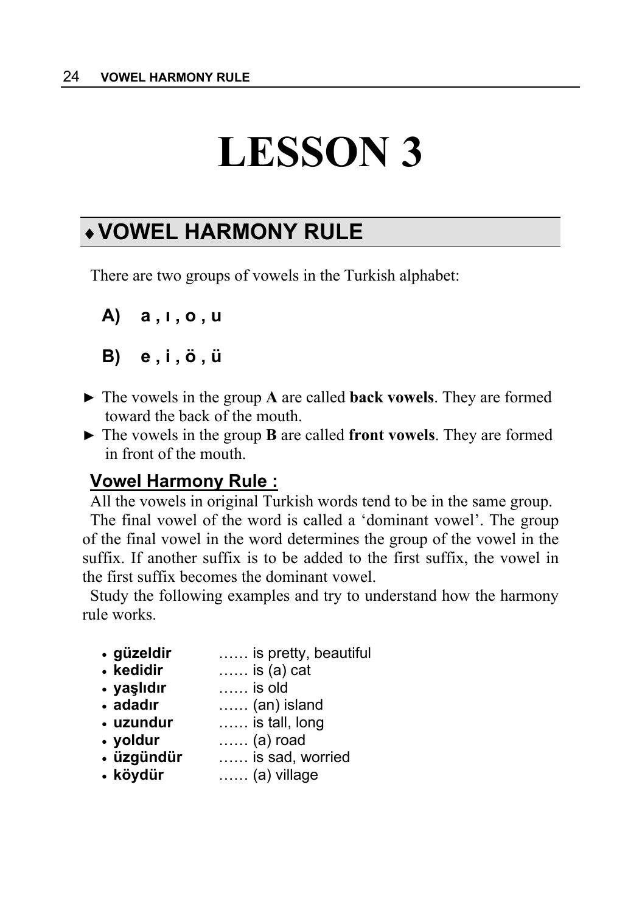# LESSON 3

## ♦ VOWEL HARMONY RULE

There are two groups of vowels in the Turkish alphabet:

**A) a , ı , o , u**

**B) e , i , ö , ü**

► The vowels in the group **A** are called **back vowels**. They are formed toward the back of the mouth.

► The vowels in the group **B** are called **front vowels**. They are formed in front of the mouth.

### Vowel Harmony Rule :

All the vowels in original Turkish words tend to be in the same group. The final vowel of the word is called a 'dominant vowel'. The group of the final vowel in the word determines the group of the vowel in the suffix. If another suffix is to be added to the first suffix, the vowel in the first suffix becomes the dominant vowel.

Study the following examples and try to understand how the harmony rule works.

- **güzeldir** …… is pretty, beautiful
- **kedidir** …… is (a) cat
- **yaşlıdır** …… is old
- **adadır** …… (an) island
- **uzundur** …… is tall, long
- **yoldur** …… (a) road
- **üzgündür** …… is sad, worried
- **köydür** …… (a) village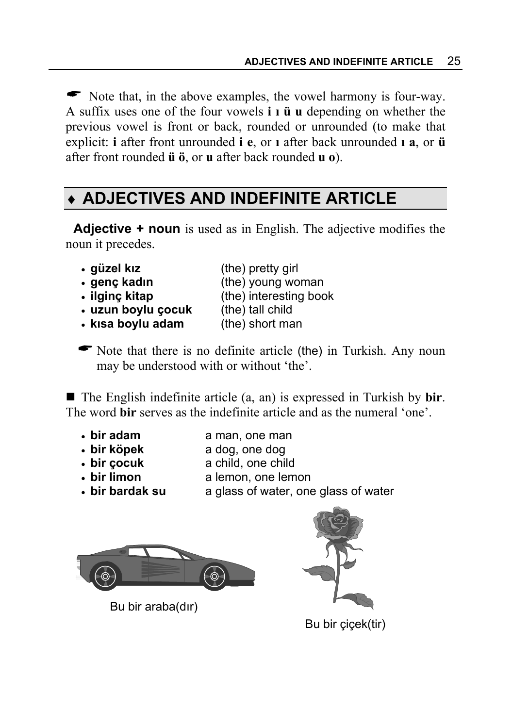☛ Note that, in the above examples, the vowel harmony is four-way. A suffix uses one of the four vowels **i ı ü u** depending on whether the previous vowel is front or back, rounded or unrounded (to make that explicit: **i** after front unrounded **i e**, or **ı** after back unrounded **ı a**, or **ü** after front rounded **ü ö**, or **u** after back rounded **u o**).

## ♦ ADJECTIVES AND INDEFINITE ARTICLE

**Adjective + noun** is used as in English. The adjective modifies the noun it precedes.

- **güzel kız** — (the) pretty girl
- **genç kadın** — (the) young woman
- **ilginç kitap** — (the) interesting book
- **uzun boylu çocuk** — (the) tall child
- **kısa boylu adam** — (the) short man

☛ Note that there is no definite article (the) in Turkish. Any noun may be understood with or without 'the'.

■ The English indefinite article (a, an) is expressed in Turkish by **bir**. The word **bir** serves as the indefinite article and as the numeral 'one'.

- **bir adam** — a man, one man
- **bir köpek** — a dog, one dog
- **bir çocuk** — a child, one child
- **bir limon** — a lemon, one lemon
- **bir bardak su** — a glass of water, one glass of water

Bu bir araba(dır)

Bu bir çiçek(tir)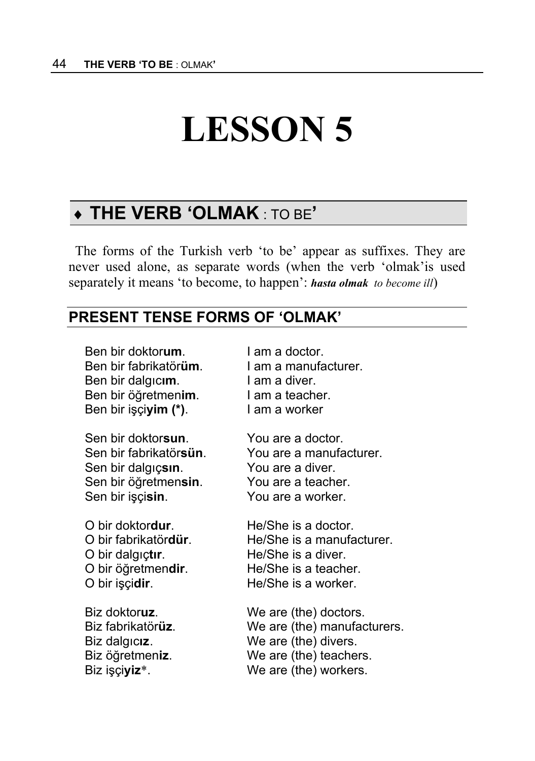# LESSON 5

## ♦ THE VERB 'OLMAK : TO BE'

The forms of the Turkish verb 'to be' appear as suffixes. They are never used alone, as separate words (when the verb 'olmak'is used separately it means 'to become, to happen': ***hasta olmak*** *to become ill*)

### PRESENT TENSE FORMS OF 'OLMAK'

| | |
|---|---|
| Ben bir doktor**um**. | I am a doctor. |
| Ben bir fabrikatör**üm**. | I am a manufacturer. |
| Ben bir dalgıc**ım**. | I am a diver. |
| Ben bir öğretmen**im**. | I am a teacher. |
| Ben bir işçi**yim (*)**. | I am a worker |
| Sen bir doktor**sun**. | You are a doctor. |
| Sen bir fabrikatör**sün**. | You are a manufacturer. |
| Sen bir dalgıç**sın**. | You are a diver. |
| Sen bir öğretmen**sin**. | You are a teacher. |
| Sen bir işçi**sin**. | You are a worker. |
| O bir doktor**dur**. | He/She is a doctor. |
| O bir fabrikatör**dür**. | He/She is a manufacturer. |
| O bir dalgıç**tır**. | He/She is a diver. |
| O bir öğretmen**dir**. | He/She is a teacher. |
| O bir işçi**dir**. | He/She is a worker. |
| Biz doktor**uz**. | We are (the) doctors. |
| Biz fabrikatör**üz**. | We are (the) manufacturers. |
| Biz dalgıc**ız**. | We are (the) divers. |
| Biz öğretmen**iz**. | We are (the) teachers. |
| Biz işçi**yiz***. | We are (the) workers. |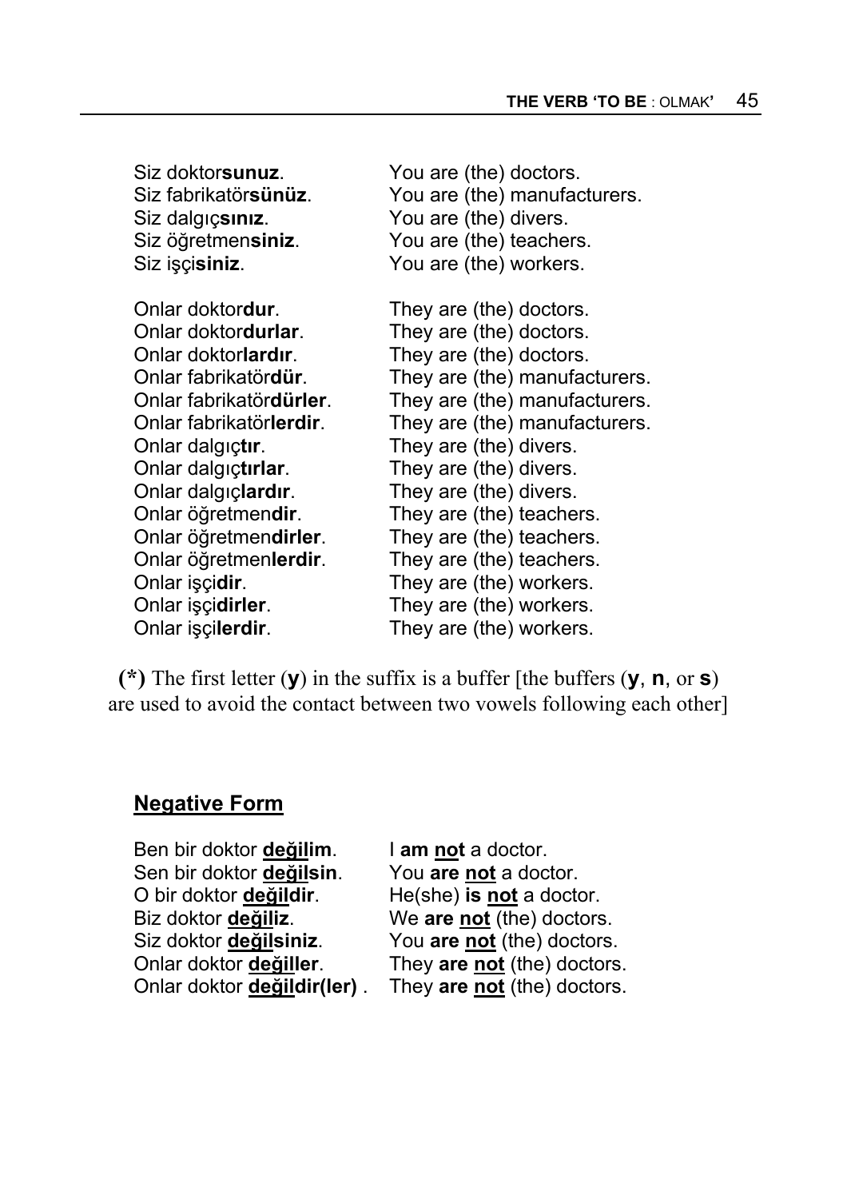Siz doktor**sunuz**. You are (the) doctors.
Siz fabrikatör**sünüz**. You are (the) manufacturers.
Siz dalgıç**sınız**. You are (the) divers.
Siz öğretmen**siniz**. You are (the) teachers.
Siz işçi**siniz**. You are (the) workers.

Onlar doktor**dur**. They are (the) doctors.
Onlar doktor**durlar**. They are (the) doctors.
Onlar doktor**lardır**. They are (the) doctors.
Onlar fabrikatör**dür**. They are (the) manufacturers.
Onlar fabrikatör**dürler**. They are (the) manufacturers.
Onlar fabrikatör**lerdir**. They are (the) manufacturers.
Onlar dalgıç**tır**. They are (the) divers.
Onlar dalgıç**tırlar**. They are (the) divers.
Onlar dalgıç**lardır**. They are (the) divers.
Onlar öğretmen**dir**. They are (the) teachers.
Onlar öğretmen**dirler**. They are (the) teachers.
Onlar öğretmen**lerdir**. They are (the) teachers.
Onlar işçi**dir**. They are (the) workers.
Onlar işçi**dirler**. They are (the) workers.
Onlar işçi**lerdir**. They are (the) workers.

**(*)** The first letter (**y**) in the suffix is a buffer [the buffers (**y**, **n**, or **s**) are used to avoid the contact between two vowels following each other]

## Negative Form

Ben bir doktor **değilim**. I **am not** a doctor.
Sen bir doktor **değilsin**. You **are not** a doctor.
O bir doktor **değildir**. He(she) **is not** a doctor.
Biz doktor **değiliz**. We **are not** (the) doctors.
Siz doktor **değilsiniz**. You **are not** (the) doctors.
Onlar doktor **değiller**. They **are not** (the) doctors.
Onlar doktor **değildir(ler)** . They **are not** (the) doctors.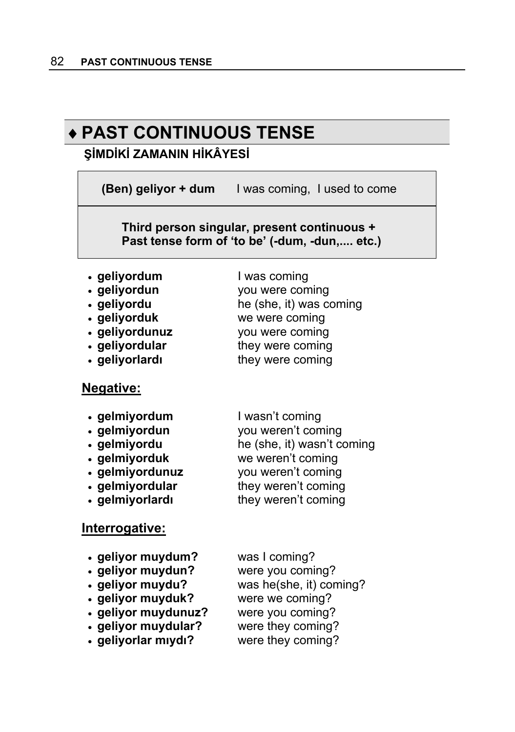# ♦ PAST CONTINUOUS TENSE

**ŞİMDİKİ ZAMANIN HİKÂYESİ**

| **(Ben) geliyor + dum** | I was coming, I used to come |
|---|---|
| **Third person singular, present continuous + Past tense form of 'to be' (-dum, -dun,.... etc.)** | |

- **geliyordum** — I was coming
- **geliyordun** — you were coming
- **geliyordu** — he (she, it) was coming
- **geliyorduk** — we were coming
- **geliyordunuz** — you were coming
- **geliyordular** — they were coming
- **geliyorlardı** — they were coming

## Negative:

- **gelmiyordum** — I wasn't coming
- **gelmiyordun** — you weren't coming
- **gelmiyordu** — he (she, it) wasn't coming
- **gelmiyorduk** — we weren't coming
- **gelmiyordunuz** — you weren't coming
- **gelmiyordular** — they weren't coming
- **gelmiyorlardı** — they weren't coming

## Interrogative:

- **geliyor muydum?** — was I coming?
- **geliyor muydun?** — were you coming?
- **geliyor muydu?** — was he(she, it) coming?
- **geliyor muyduk?** — were we coming?
- **geliyor muydunuz?** — were you coming?
- **geliyor muydular?** — were they coming?
- **geliyorlar mıydı?** — were they coming?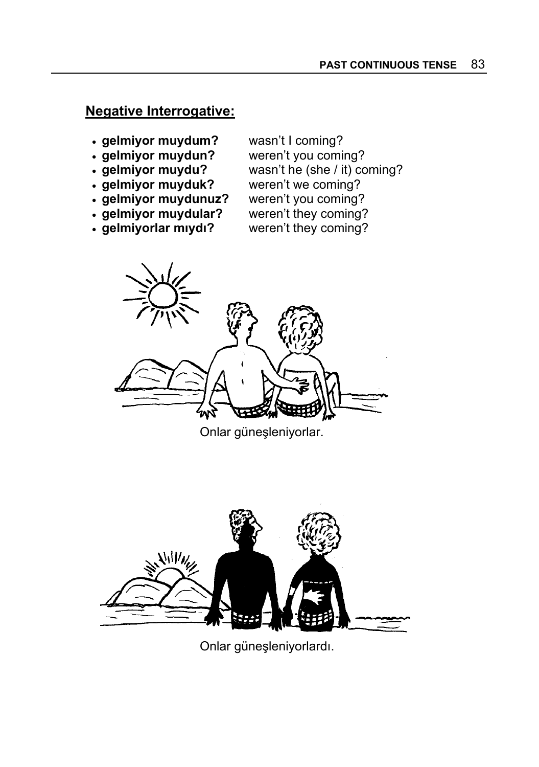## Negative Interrogative:

- **gelmiyor muydum?** wasn't I coming?
- **gelmiyor muydun?** weren't you coming?
- **gelmiyor muydu?** wasn't he (she / it) coming?
- **gelmiyor muyduk?** weren't we coming?
- **gelmiyor muydunuz?** weren't you coming?
- **gelmiyor muydular?** weren't they coming?
- **gelmiyorlar mıydı?** weren't they coming?

Onlar güneşleniyorlar.

Onlar güneşleniyorlardı.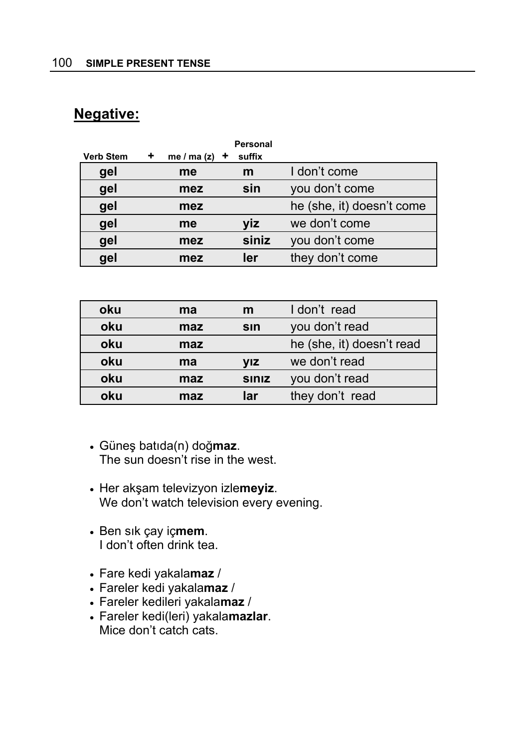## Negative:

| Verb Stem + | me / ma (z) + | Personal suffix | |
|---|---|---|---|
| **gel** | **me** | **m** | I don't come |
| **gel** | **mez** | **sin** | you don't come |
| **gel** | **mez** | | he (she, it) doesn't come |
| **gel** | **me** | **yiz** | we don't come |
| **gel** | **mez** | **siniz** | you don't come |
| **gel** | **mez** | **ler** | they don't come |

| | | | |
|---|---|---|---|
| **oku** | **ma** | **m** | I don't read |
| **oku** | **maz** | **sın** | you don't read |
| **oku** | **maz** | | he (she, it) doesn't read |
| **oku** | **ma** | **yız** | we don't read |
| **oku** | **maz** | **sınız** | you don't read |
| **oku** | **maz** | **lar** | they don't read |

- Güneş batıda(n) doğ**maz**.
  The sun doesn't rise in the west.

- Her akşam televizyon izle**meyiz**.
  We don't watch television every evening.

- Ben sık çay iç**mem**.
  I don't often drink tea.

- Fare kedi yakala**maz** /
- Fareler kedi yakala**maz** /
- Fareler kedileri yakala**maz** /
- Fareler kedi(leri) yakala**mazlar**.
  Mice don't catch cats.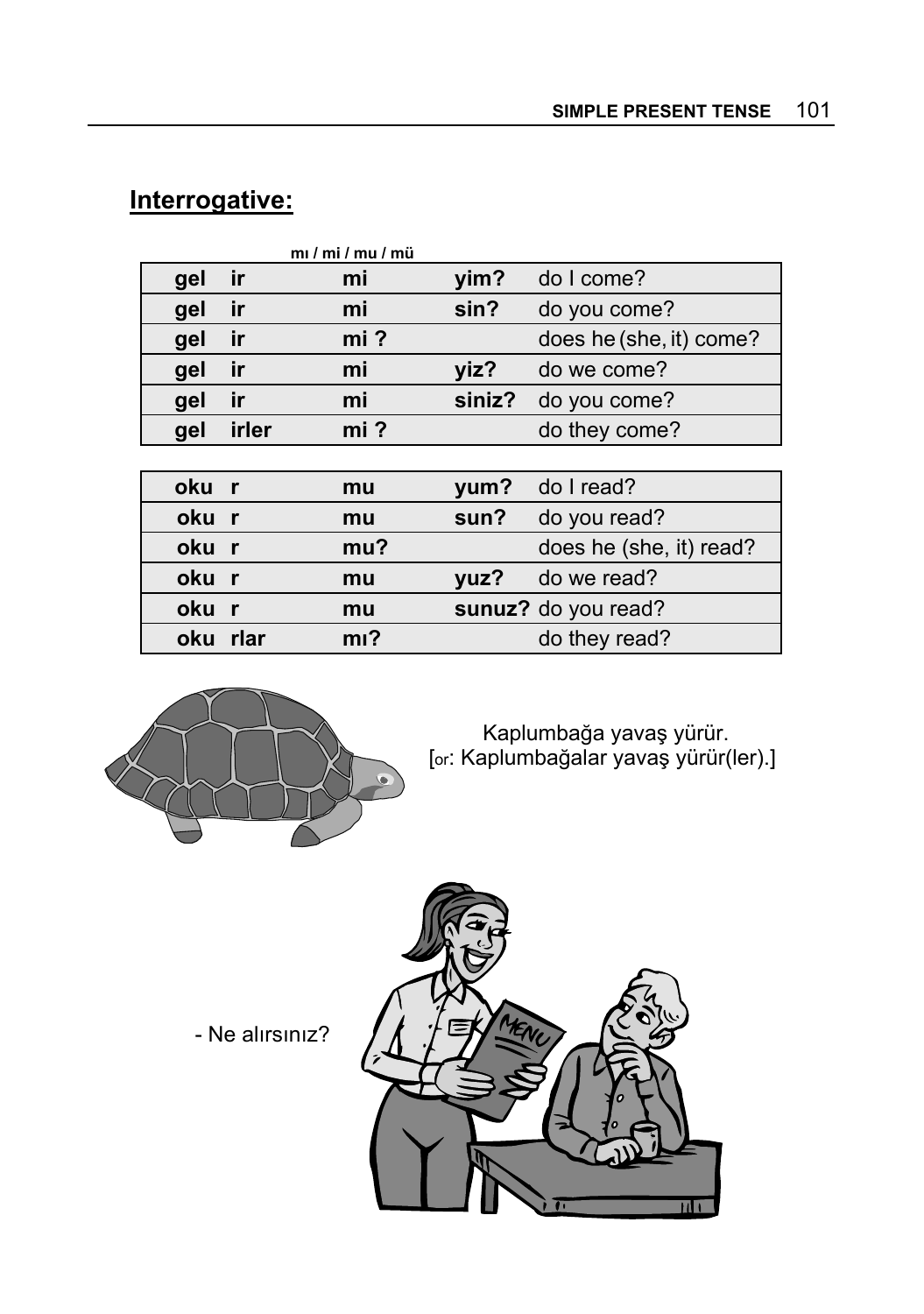## Interrogative:

| | | mı / mi / mu / mü | | |
|---|---|---|---|---|
| **gel** | **ir** | **mi** | **yim?** | do I come? |
| **gel** | **ir** | **mi** | **sin?** | do you come? |
| **gel** | **ir** | **mi ?** | | does he (she, it) come? |
| **gel** | **ir** | **mi** | **yiz?** | do we come? |
| **gel** | **ir** | **mi** | **siniz?** | do you come? |
| **gel** | **irler** | **mi ?** | | do they come? |

| | | | | |
|---|---|---|---|---|
| **oku** | **r** | **mu** | **yum?** | do I read? |
| **oku** | **r** | **mu** | **sun?** | do you read? |
| **oku** | **r** | **mu?** | | does he (she, it) read? |
| **oku** | **r** | **mu** | **yuz?** | do we read? |
| **oku** | **r** | **mu** | **sunuz?** | do you read? |
| **oku** | **rlar** | **mı?** | | do they read? |

Kaplumbağa yavaş yürür.
[or: Kaplumbağalar yavaş yürür(ler).]

- Ne alırsınız?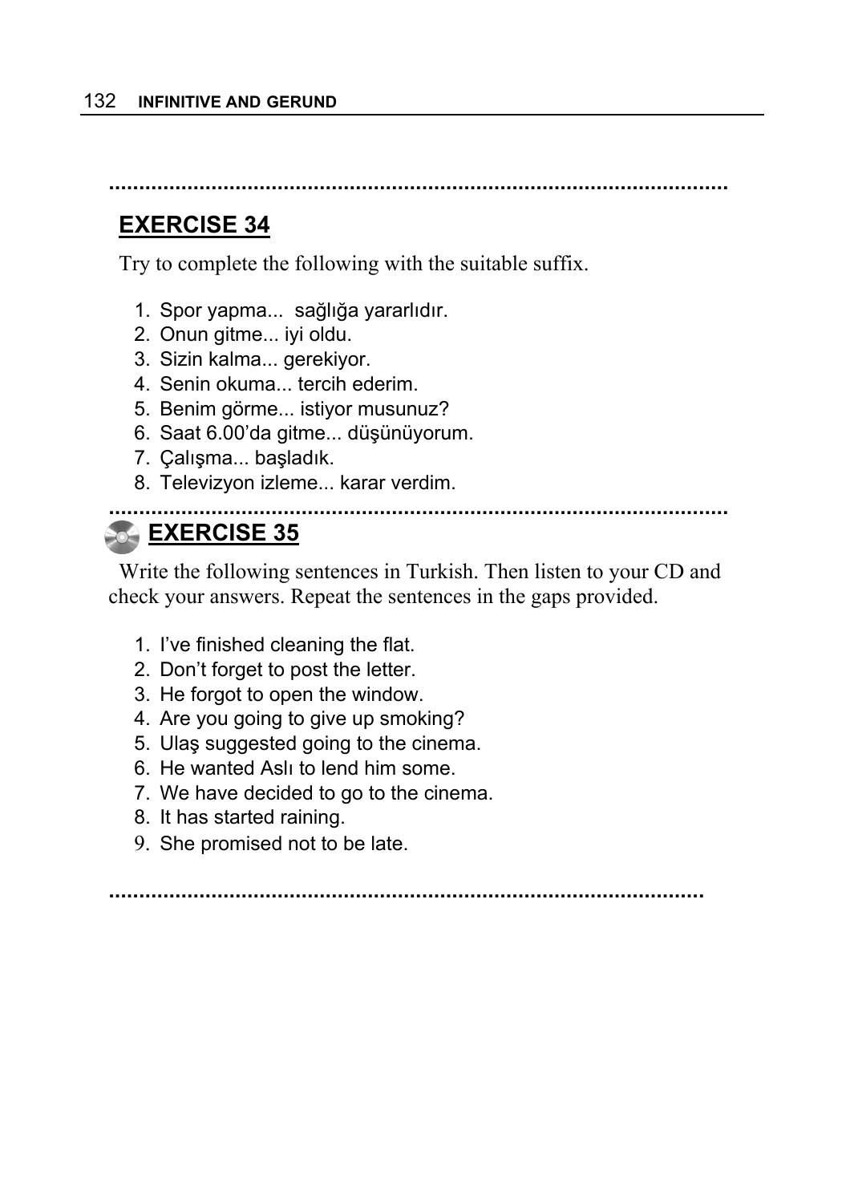## EXERCISE 34

Try to complete the following with the suitable suffix.

1. Spor yapma... sağlığa yararlıdır.
2. Onun gitme... iyi oldu.
3. Sizin kalma... gerekiyor.
4. Senin okuma... tercih ederim.
5. Benim görme... istiyor musunuz?
6. Saat 6.00'da gitme... düşünüyorum.
7. Çalışma... başladık.
8. Televizyon izleme... karar verdim.

## EXERCISE 35

Write the following sentences in Turkish. Then listen to your CD and check your answers. Repeat the sentences in the gaps provided.

1. I've finished cleaning the flat.
2. Don't forget to post the letter.
3. He forgot to open the window.
4. Are you going to give up smoking?
5. Ulaş suggested going to the cinema.
6. He wanted Aslı to lend him some.
7. We have decided to go to the cinema.
8. It has started raining.
9. She promised not to be late.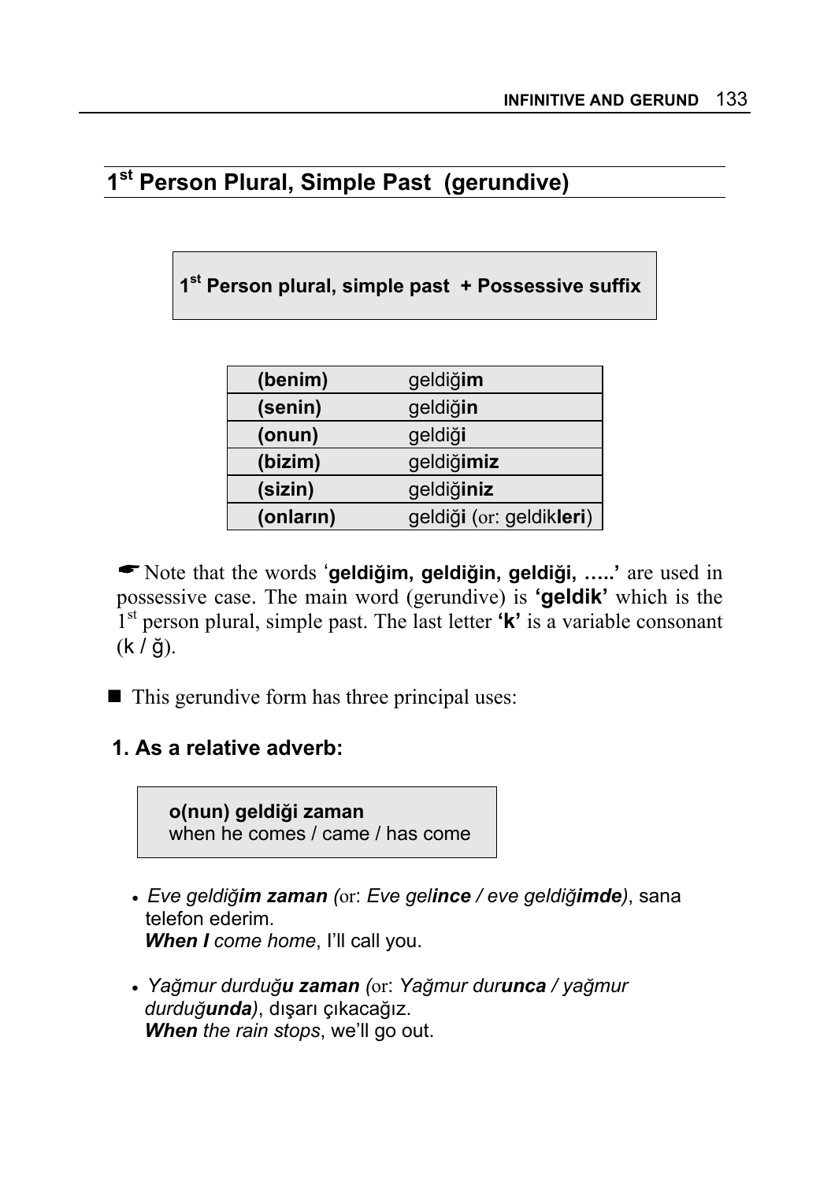## 1st Person Plural, Simple Past (gerundive)

**1st Person plural, simple past + Possessive suffix**

| | |
|---|---|
| **(benim)** | geldiğ**im** |
| **(senin)** | geldiğ**in** |
| **(onun)** | geldiğ**i** |
| **(bizim)** | geldiğ**imiz** |
| **(sizin)** | geldiğ**iniz** |
| **(onların)** | geldiğ**i** (or: geldik**leri**) |

☛ Note that the words '**geldiğim, geldiğin, geldiği, …..'** are used in possessive case. The main word (gerundive) is **'geldik'** which is the 1st person plural, simple past. The last letter **'k'** is a variable consonant (k / ğ).

■ This gerundive form has three principal uses:

**1. As a relative adverb:**

**o(nun) geldiği zaman**
when he comes / came / has come

- *Eve geldiğ**im zaman** (*or: *Eve gel**ince** / eve geldiğ**imde**)*, sana telefon ederim.
  ***When I** come home*, I'll call you.

- *Yağmur durduğ**u zaman** (*or: *Yağmur dur**unca** / yağmur durduğ**unda**)*, dışarı çıkacağız.
  ***When** the rain stops*, we'll go out.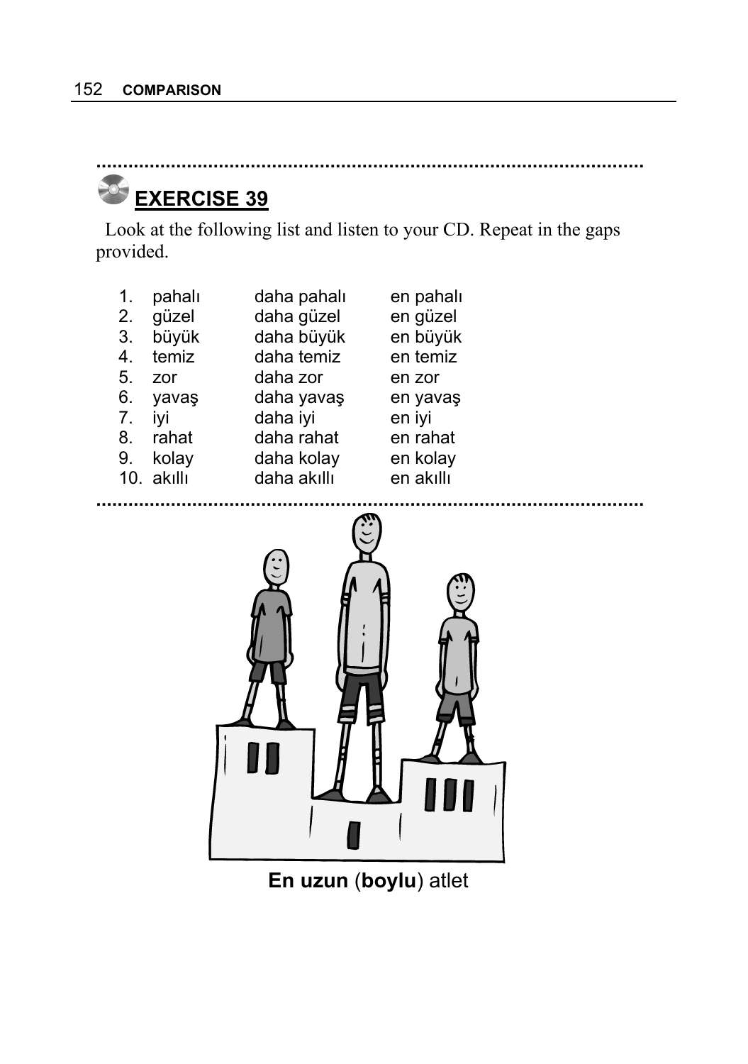## EXERCISE 39

Look at the following list and listen to your CD. Repeat in the gaps provided.

| | | | |
|---|---|---|---|
| 1. | pahalı | daha pahalı | en pahalı |
| 2. | güzel | daha güzel | en güzel |
| 3. | büyük | daha büyük | en büyük |
| 4. | temiz | daha temiz | en temiz |
| 5. | zor | daha zor | en zor |
| 6. | yavaş | daha yavaş | en yavaş |
| 7. | iyi | daha iyi | en iyi |
| 8. | rahat | daha rahat | en rahat |
| 9. | kolay | daha kolay | en kolay |
| 10. | akıllı | daha akıllı | en akıllı |

**En uzun** (**boylu**) atlet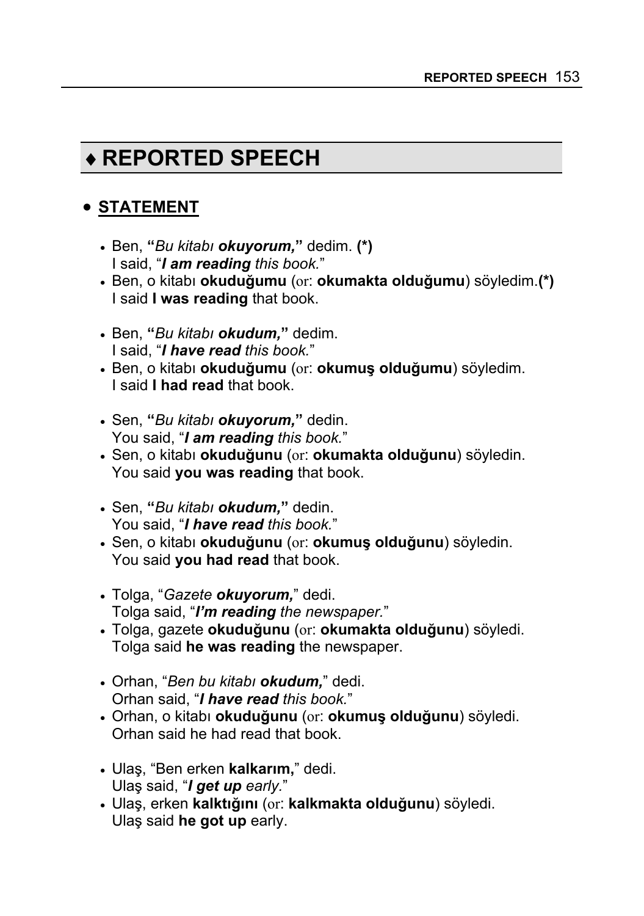## ♦ REPORTED SPEECH

### • STATEMENT

- Ben, **"***Bu kitabı* ***okuyorum,*****"** dedim. **(*)**
  I said, "***I am reading*** *this book.*"
- Ben, o kitabı **okuduğumu** (or: **okumakta olduğumu**) söyledim.**(*)**
  I said **I was reading** that book.

- Ben, **"***Bu kitabı* ***okudum,*****"** dedim.
  I said, "***I have read*** *this book.*"
- Ben, o kitabı **okuduğumu** (or: **okumuş olduğumu**) söyledim.
  I said **I had read** that book.

- Sen, **"***Bu kitabı* ***okuyorum,*****"** dedin.
  You said, "***I am reading*** *this book.*"
- Sen, o kitabı **okuduğunu** (or: **okumakta olduğunu**) söyledin.
  You said **you was reading** that book.

- Sen, **"***Bu kitabı* ***okudum,*****"** dedin.
  You said, "***I have read*** *this book.*"
- Sen, o kitabı **okuduğunu** (or: **okumuş olduğunu**) söyledin.
  You said **you had read** that book.

- Tolga, "*Gazete* ***okuyorum,***" dedi.
  Tolga said, "***I'm reading*** *the newspaper.*"
- Tolga, gazete **okuduğunu** (or: **okumakta olduğunu**) söyledi.
  Tolga said **he was reading** the newspaper.

- Orhan, "*Ben bu kitabı* ***okudum,***" dedi.
  Orhan said, "***I have read*** *this book.*"
- Orhan, o kitabı **okuduğunu** (or: **okumuş olduğunu**) söyledi.
  Orhan said he had read that book.

- Ulaş, "Ben erken **kalkarım,**" dedi.
  Ulaş said, "***I get up*** *early.*"
- Ulaş, erken **kalktığını** (or: **kalkmakta olduğunu**) söyledi.
  Ulaş said **he got up** early.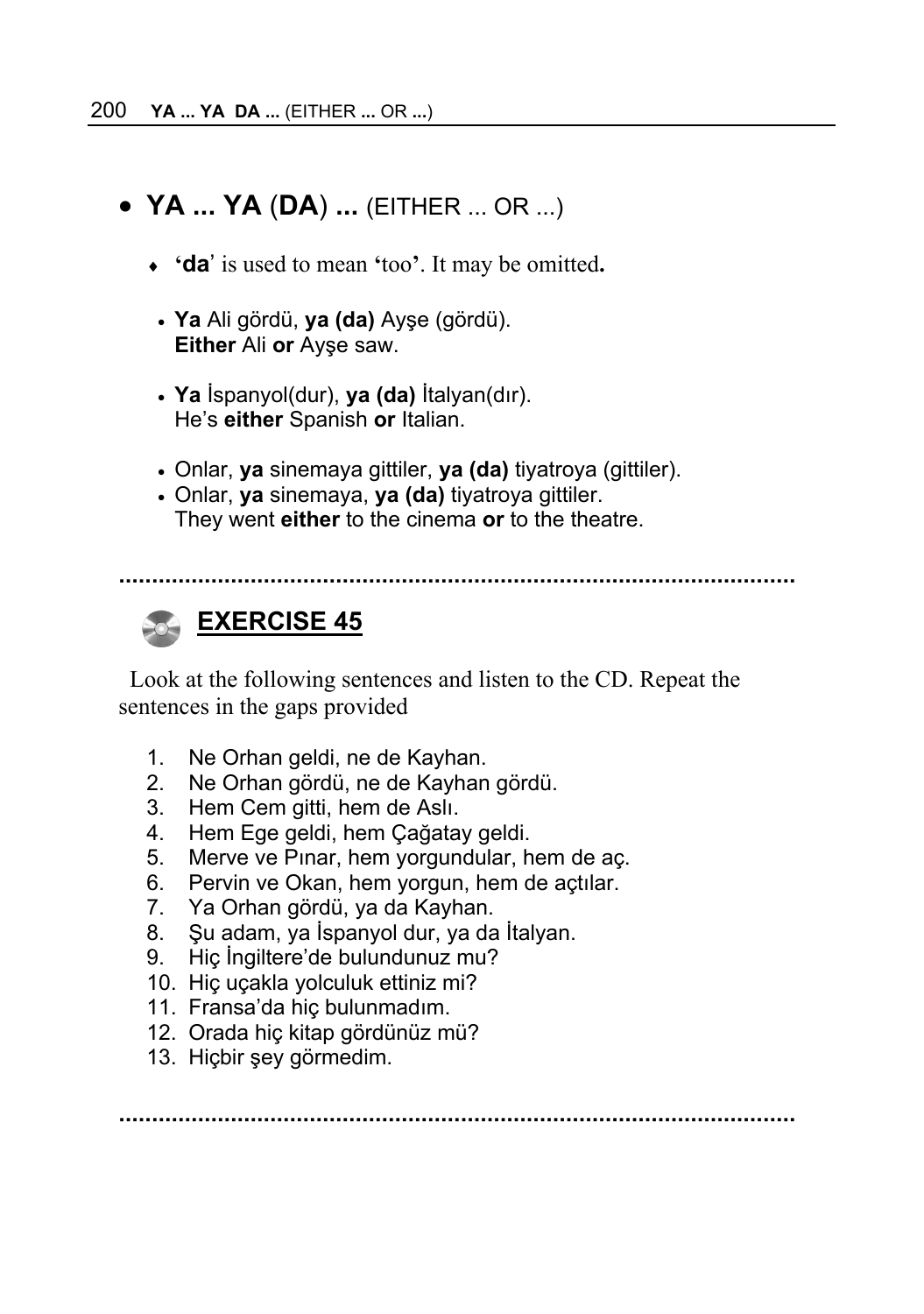## • YA ... YA (DA) ... (EITHER ... OR ...)

- **'da'** is used to mean **'too'**. It may be omitted**.**

- **Ya** Ali gördü, **ya (da)** Ayşe (gördü).
  **Either** Ali **or** Ayşe saw.

- **Ya** İspanyol(dur), **ya (da)** İtalyan(dır).
  He's **either** Spanish **or** Italian.

- Onlar, **ya** sinemaya gittiler, **ya (da)** tiyatroya (gittiler).
- Onlar, **ya** sinemaya, **ya (da)** tiyatroya gittiler.
  They went **either** to the cinema **or** to the theatre.

..........................................................................................................

## EXERCISE 45

Look at the following sentences and listen to the CD. Repeat the sentences in the gaps provided

1. Ne Orhan geldi, ne de Kayhan.
2. Ne Orhan gördü, ne de Kayhan gördü.
3. Hem Cem gitti, hem de Aslı.
4. Hem Ege geldi, hem Çağatay geldi.
5. Merve ve Pınar, hem yorgundular, hem de aç.
6. Pervin ve Okan, hem yorgun, hem de açtılar.
7. Ya Orhan gördü, ya da Kayhan.
8. Şu adam, ya İspanyol dur, ya da İtalyan.
9. Hiç İngiltere'de bulundunuz mu?
10. Hiç uçakla yolculuk ettiniz mi?
11. Fransa'da hiç bulunmadım.
12. Orada hiç kitap gördünüz mü?
13. Hiçbir şey görmedim.

..........................................................................................................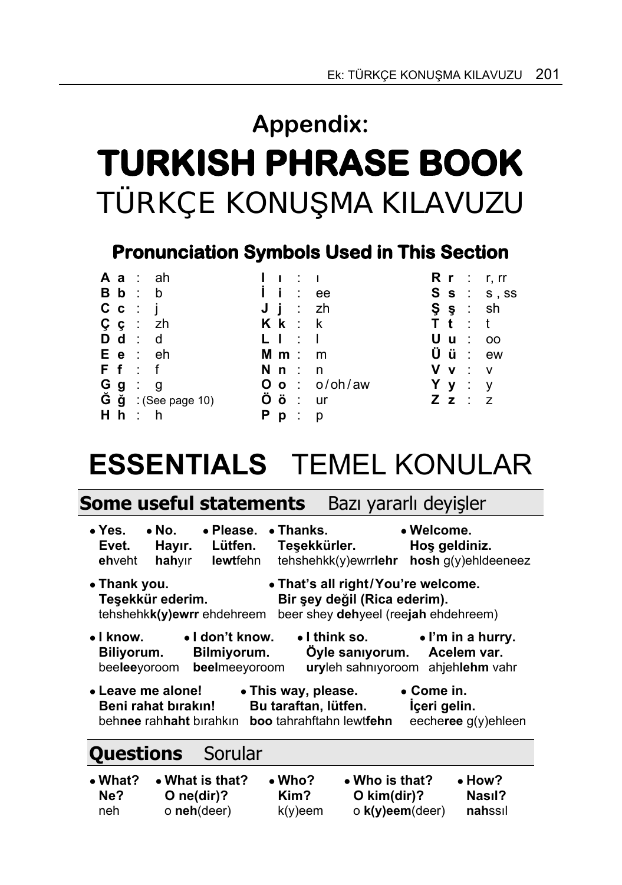# Appendix:

# TURKISH PHRASE BOOK

## TÜRKÇE KONUŞMA KILAVUZU

### Pronunciation Symbols Used in This Section

| | | |
|---|---|---|
| **A a** : ah | **I ı** : ı | **R r** : r, rr |
| **B b** : b | **İ i** : ee | **S s** : s , ss |
| **C c** : j | **J j** : zh | **Ş ş** : sh |
| **Ç ç** : zh | **K k** : k | **T t** : t |
| **D d** : d | **L l** : l | **U u** : oo |
| **E e** : eh | **M m** : m | **Ü ü** : ew |
| **F f** : f | **N n** : n | **V v** : v |
| **G g** : g | **O o** : o / oh / aw | **Y y** : y |
| **Ğ ğ** : (See page 10) | **Ö ö** : ur | **Z z** : z |
| **H h** : h | **P p** : p | |

# ESSENTIALS TEMEL KONULAR

## Some useful statements Bazı yararlı deyişler

- **Yes.** **Evet.** **eh**veht
- **No.** **Hayır.** **hah**yır
- **Please.** **Lütfen.** **lewt**fehn
- **Thanks.** **Teşekkürler.** tehshehkk(y)ewrr**lehr**
- **Welcome.** **Hoş geldiniz.** **hosh** g(y)ehldeeneez
- **Thank you.** **Teşekkür ederim.** tehshehk**k(y)ewrr** ehdehreem
- **That's all right / You're welcome.** **Bir şey değil (Rica ederim).** beer shey **deh**yeel (ree**jah** ehdehreem)
- **I know.** **Biliyorum.** bee**lee**yoroom
- **I don't know.** **Bilmiyorum.** **beel**meeyoroom
- **I think so.** **Öyle sanıyorum.** **ury**leh sahnıyoroom
- **I'm in a hurry.** **Acelem var.** ahjeh**lehm** vahr
- **Leave me alone!** **Beni rahat bırakın!** beh**nee** rah**haht** bırahkın
- **This way, please.** **Bu taraftan, lütfen.** **boo** tahrahftahn lewt**fehn**
- **Come in.** **İçeri gelin.** eeche**ree** g(y)ehleen

## Questions Sorular

- **What?** **Ne?** neh
- **What is that?** **O ne(dir)?** o **neh**(deer)
- **Who?** **Kim?** k(y)eem
- **Who is that?** **O kim(dir)?** o **k(y)eem**(deer)
- **How?** **Nasıl?** **nah**ssıl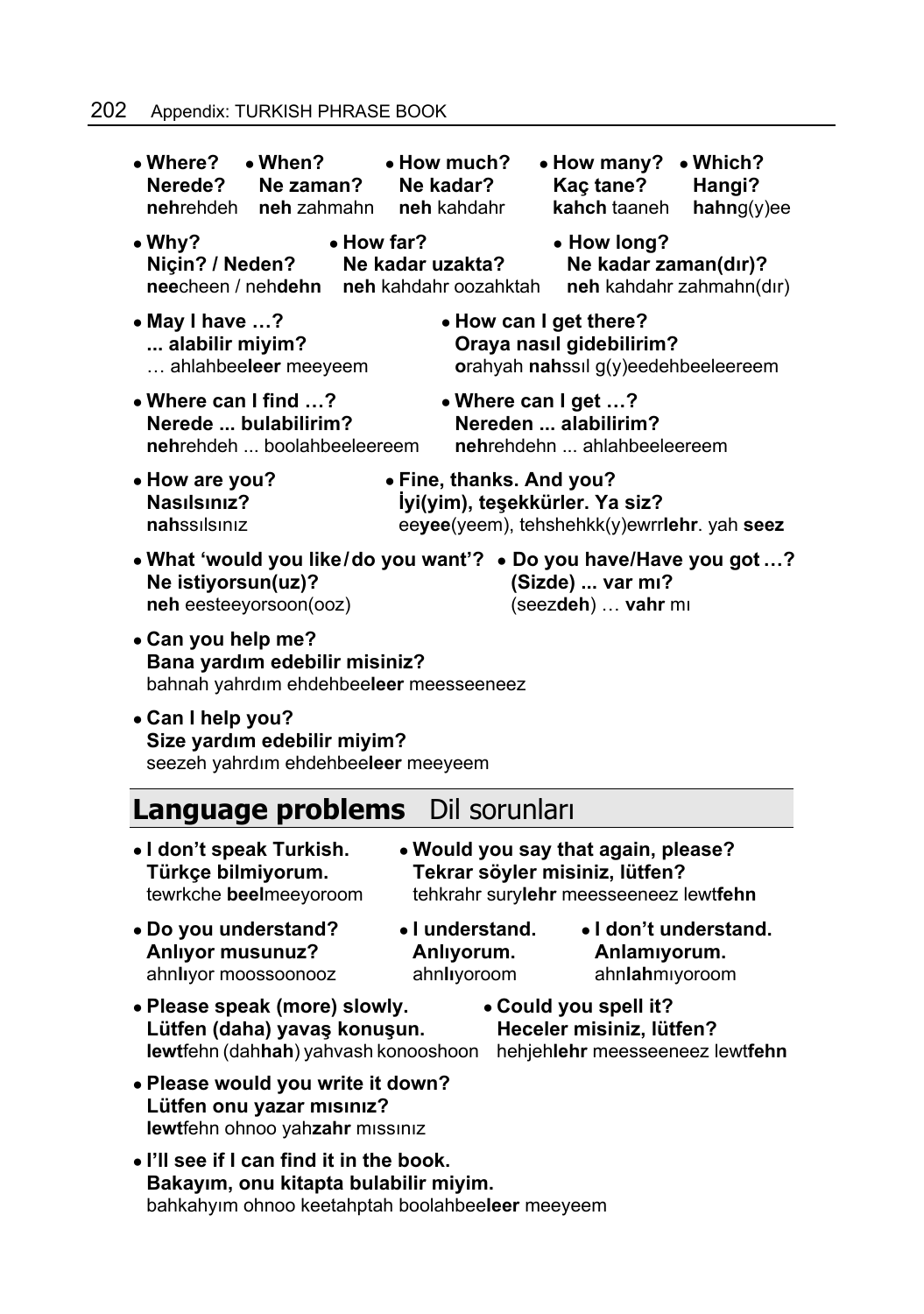- **Where?**
  **Nerede?**
  **neh**rehdeh
- **When?**
  **Ne zaman?**
  **neh** zahmahn
- **How much?**
  **Ne kadar?**
  **neh** kahdahr
- **How many?**
  **Kaç tane?**
  **kahch** taaneh
- **Which?**
  **Hangi?**
  **hahn**g(y)ee

- **Why?**
  **Niçin? / Neden?**
  **nee**cheen / neh**dehn**
- **How far?**
  **Ne kadar uzakta?**
  **neh** kahdahr oozahktah
- **How long?**
  **Ne kadar zaman(dır)?**
  **neh** kahdahr zahmahn(dır)

- **May I have …?**
  **... alabilir miyim?**
  … ahlahbee**leer** meeyeem
- **How can I get there?**
  **Oraya nasıl gidebilirim?**
  **o**rahyah **nah**ssıl g(y)eedehbeeleereem

- **Where can I find …?**
  **Nerede ... bulabilirim?**
  **neh**rehdeh ... boolahbeeleereem
- **Where can I get …?**
  **Nereden ... alabilirim?**
  **neh**rehdehn ... ahlahbeeleereem

- **How are you?**
  **Nasılsınız?**
  **nah**ssılsınız
- **Fine, thanks. And you?**
  **İyi(yim), teşekkürler. Ya siz?**
  ee**yee**(yeem), tehshehkk(y)ewrr**lehr**. yah **seez**

- **What 'would you like/do you want'?**
  **Ne istiyorsun(uz)?**
  **neh** eesteeyorsoon(ooz)
- **Do you have/Have you got …?**
  **(Sizde) ... var mı?**
  (seez**deh**) … **vahr** mı

- **Can you help me?**
  **Bana yardım edebilir misiniz?**
  bahnah yahrdım ehdehbee**leer** meesseeneez

- **Can I help you?**
  **Size yardım edebilir miyim?**
  seezeh yahrdım ehdehbee**leer** meeyeem

## Language problems Dil sorunları

- **I don't speak Turkish.**
  **Türkçe bilmiyorum.**
  tewrkche **beel**meeyoroom
- **Would you say that again, please?**
  **Tekrar söyler misiniz, lütfen?**
  tehkrahr sury**lehr** meesseeneez lewt**fehn**

- **Do you understand?**
  **Anlıyor musunuz?**
  ahn**lı**yor moossoonooz
- **I understand.**
  **Anlıyorum.**
  ahn**lı**yoroom
- **I don't understand.**
  **Anlamıyorum.**
  ahn**lah**mıyoroom

- **Please speak (more) slowly.**
  **Lütfen (daha) yavaş konuşun.**
  **lewt**fehn (dah**hah**) yahvash konooshoon
- **Could you spell it?**
  **Heceler misiniz, lütfen?**
  hehjeh**lehr** meesseeneez lewt**fehn**

- **Please would you write it down?**
  **Lütfen onu yazar mısınız?**
  **lewt**fehn ohnoo yah**zahr** mıssınız

- **I'll see if I can find it in the book.**
  **Bakayım, onu kitapta bulabilir miyim.**
  bahkahyım ohnoo keetahptah boolahbee**leer** meeyeem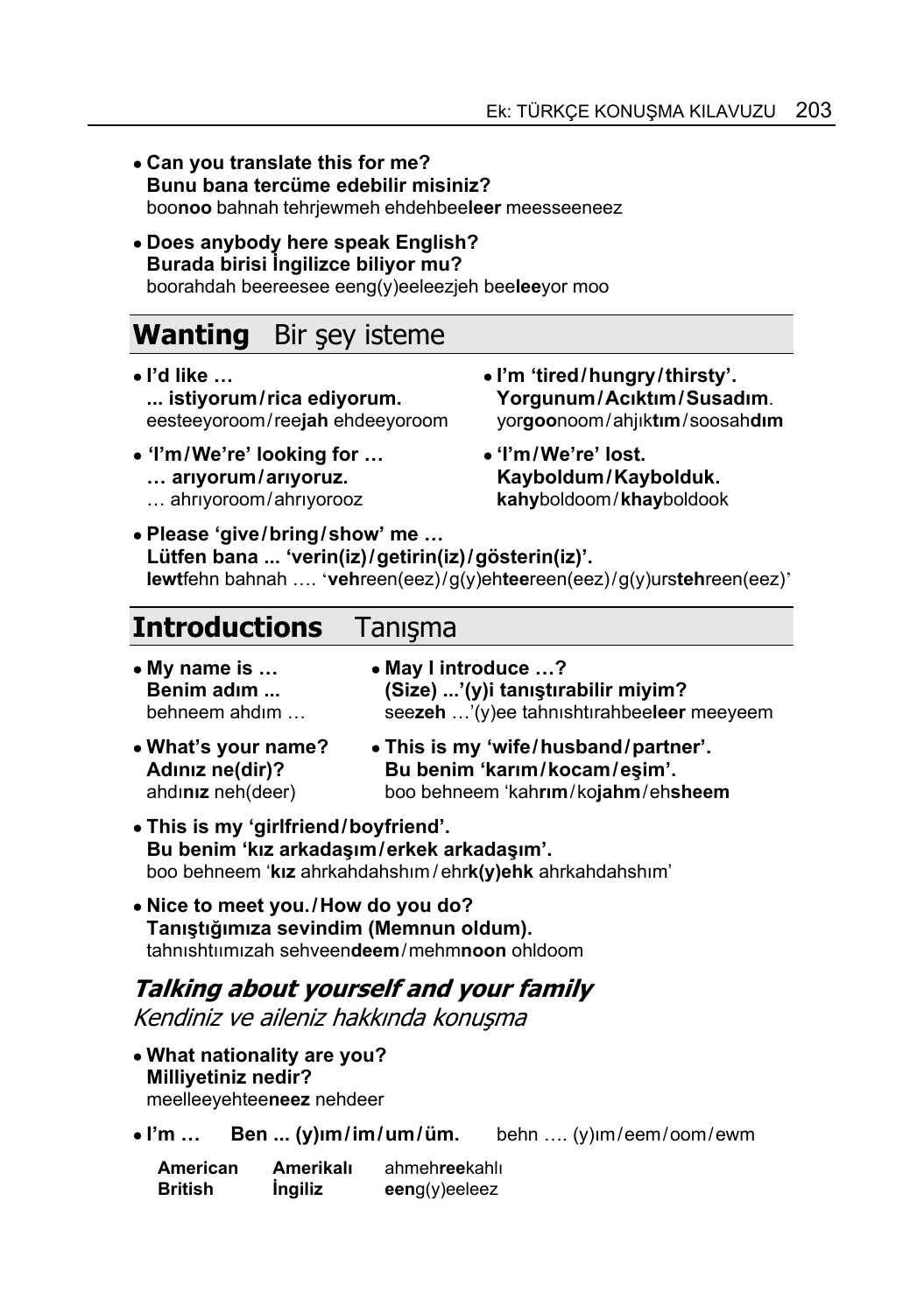- **Can you translate this for me?**
  **Bunu bana tercüme edebilir misiniz?**
  boo**noo** bahnah tehrjewmeh ehdehbee**leer** meesseeneez

- **Does anybody here speak English?**
  **Burada birisi İngilizce biliyor mu?**
  boorahdah beereesee eeng(y)eeleezjeh bee**lee**yor moo

## Wanting Bir şey isteme

- **I'd like …**
  **... istiyorum / rica ediyorum.**
  eesteeyoroom / ree**jah** ehdeeyoroom

- **'I'm / We're' looking for …**
  **… arıyorum / arıyoruz.**
  … ahrıyoroom / ahrıyorooz

- **I'm 'tired / hungry / thirsty'.**
  **Yorgunum / Acıktım / Susadım.**
  yor**goo**noom / ahjık**tım** / soosah**dım**

- **'I'm / We're' lost.**
  **Kayboldum / Kaybolduk.**
  **kahy**boldoom / **khay**boldook

- **Please 'give / bring / show' me …**
  **Lütfen bana ... 'verin(iz) / getirin(iz) / gösterin(iz)'.**
  **lewt**fehn bahnah …. '**veh**reen(eez) / g(y)eh**tee**reen(eez) / g(y)urs**teh**reen(eez)'

## Introductions Tanışma

- **My name is …**
  **Benim adım ...**
  behneem ahdım …

- **May I introduce …?**
  **(Size) ...'(y)i tanıştırabilir miyim?**
  see**zeh** …'(y)ee tahnıshtırahbee**leer** meeyeem

- **What's your name?**
  **Adınız ne(dir)?**
  ahd**ınız** neh(deer)

- **This is my 'wife / husband / partner'.**
  **Bu benim 'karım / kocam / eşim'.**
  boo behneem 'kah**rım** / ko**jahm** / eh**sheem**

- **This is my 'girlfriend / boyfriend'.**
  **Bu benim 'kız arkadaşım / erkek arkadaşım'.**
  boo behneem '**kız** ahrkahdahshım / ehr**k(y)ehk** ahrkahdahshım'

- **Nice to meet you. / How do you do?**
  **Tanıştığımıza sevindim (Memnun oldum).**
  tahnıshtıımızah sehveen**deem** / mehm**noon** ohldoom

### *Talking about yourself and your family*

*Kendiniz ve aileniz hakkında konuşma*

- **What nationality are you?**
  **Milliyetiniz nedir?**
  meelleeyehtee**neez** nehdeer

- **I'm …** **Ben ... (y)ım / im / um / üm.** behn …. (y)ım / eem / oom / ewm

| | | |
|---|---|---|
| **American** | **Amerikalı** | ahmeh**ree**kahlı |
| **British** | **İngiliz** | **een**g(y)eeleez |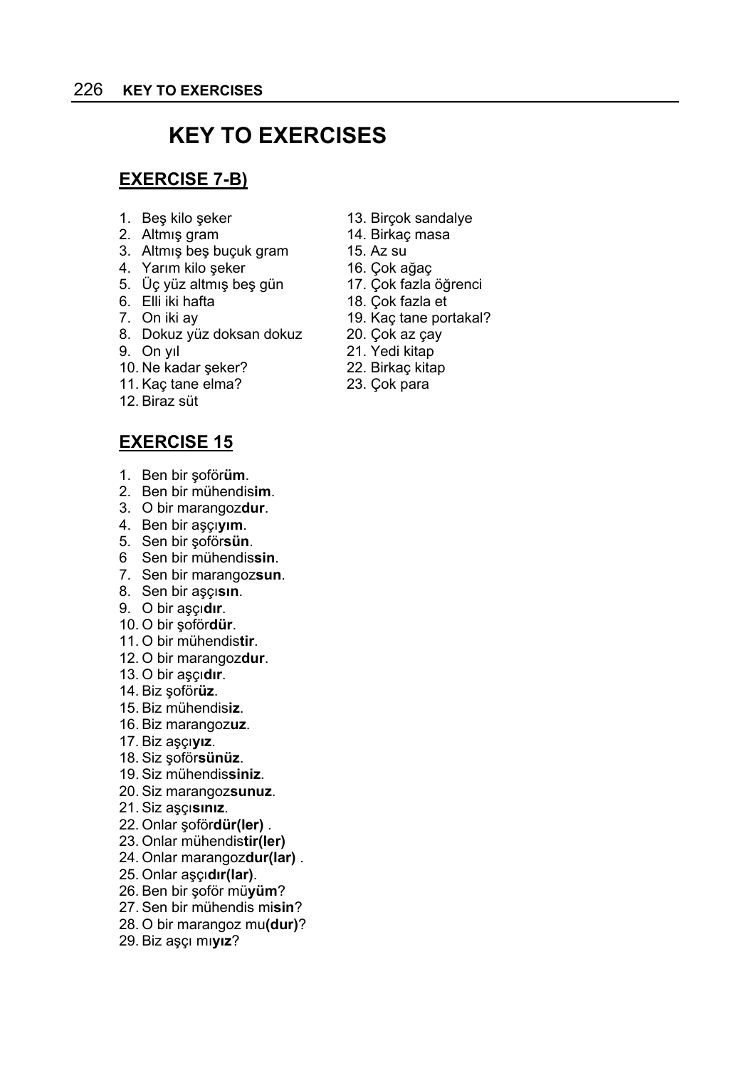# KEY TO EXERCISES

## EXERCISE 7-B)

1. Beş kilo şeker
2. Altmış gram
3. Altmış beş buçuk gram
4. Yarım kilo şeker
5. Üç yüz altmış beş gün
6. Elli iki hafta
7. On iki ay
8. Dokuz yüz doksan dokuz
9. On yıl
10. Ne kadar şeker?
11. Kaç tane elma?
12. Biraz süt
13. Birçok sandalye
14. Birkaç masa
15. Az su
16. Çok ağaç
17. Çok fazla öğrenci
18. Çok fazla et
19. Kaç tane portakal?
20. Çok az çay
21. Yedi kitap
22. Birkaç kitap
23. Çok para

## EXERCISE 15

1. Ben bir şoför**üm**.
2. Ben bir mühendis**im**.
3. O bir marangoz**dur**.
4. Ben bir aşçı**yım**.
5. Sen bir şoför**sün**.
6. Sen bir mühendis**sin**.
7. Sen bir marangoz**sun**.
8. Sen bir aşçı**sın**.
9. O bir aşçı**dır**.
10. O bir şoför**dür**.
11. O bir mühendis**tir**.
12. O bir marangoz**dur**.
13. O bir aşçı**dır**.
14. Biz şoför**üz**.
15. Biz mühendis**iz**.
16. Biz marangoz**uz**.
17. Biz aşçı**yız**.
18. Siz şoför**sünüz**.
19. Siz mühendis**siniz**.
20. Siz marangoz**sunuz**.
21. Siz aşçı**sınız**.
22. Onlar şoför**dür(ler)** .
23. Onlar mühendis**tir(ler)**
24. Onlar marangoz**dur(lar)** .
25. Onlar aşçı**dır(lar)**.
26. Ben bir şoför mü**yüm**?
27. Sen bir mühendis mi**sin**?
28. O bir marangoz mu**(dur)**?
29. Biz aşçı mı**yız**?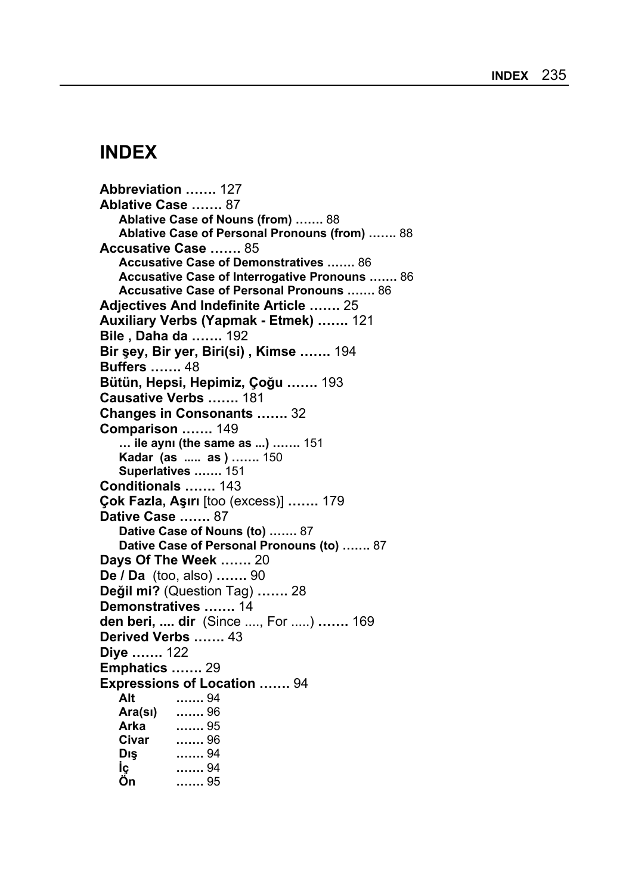# INDEX

**Abbreviation …….** 127
**Ablative Case …….** 87
- **Ablative Case of Nouns (from) …….** 88
- **Ablative Case of Personal Pronouns (from) …….** 88

**Accusative Case …….** 85
- **Accusative Case of Demonstratives …….** 86
- **Accusative Case of Interrogative Pronouns …….** 86
- **Accusative Case of Personal Pronouns …….** 86

**Adjectives And Indefinite Article …….** 25
**Auxiliary Verbs (Yapmak - Etmek) …….** 121
**Bile , Daha da …….** 192
**Bir şey, Bir yer, Biri(si) , Kimse …….** 194
**Buffers …….** 48
**Bütün, Hepsi, Hepimiz, Çoğu …….** 193
**Causative Verbs …….** 181
**Changes in Consonants …….** 32
**Comparison …….** 149
- **… ile aynı (the same as ...) …….** 151
- **Kadar (as ..... as ) …….** 150
- **Superlatives …….** 151

**Conditionals …….** 143
**Çok Fazla, Aşırı** [too (excess)] **…….** 179
**Dative Case …….** 87
- **Dative Case of Nouns (to) …….** 87
- **Dative Case of Personal Pronouns (to) …….** 87

**Days Of The Week …….** 20
**De / Da** (too, also) **…….** 90
**Değil mi?** (Question Tag) **…….** 28
**Demonstratives …….** 14
**den beri, .... dir** (Since ...., For .....) **…….** 169
**Derived Verbs …….** 43
**Diye …….** 122
**Emphatics …….** 29
**Expressions of Location …….** 94
- **Alt …….** 94
- **Ara(sı) …….** 96
- **Arka …….** 95
- **Civar …….** 96
- **Dış …….** 94
- **İç …….** 94
- **Ön …….** 95